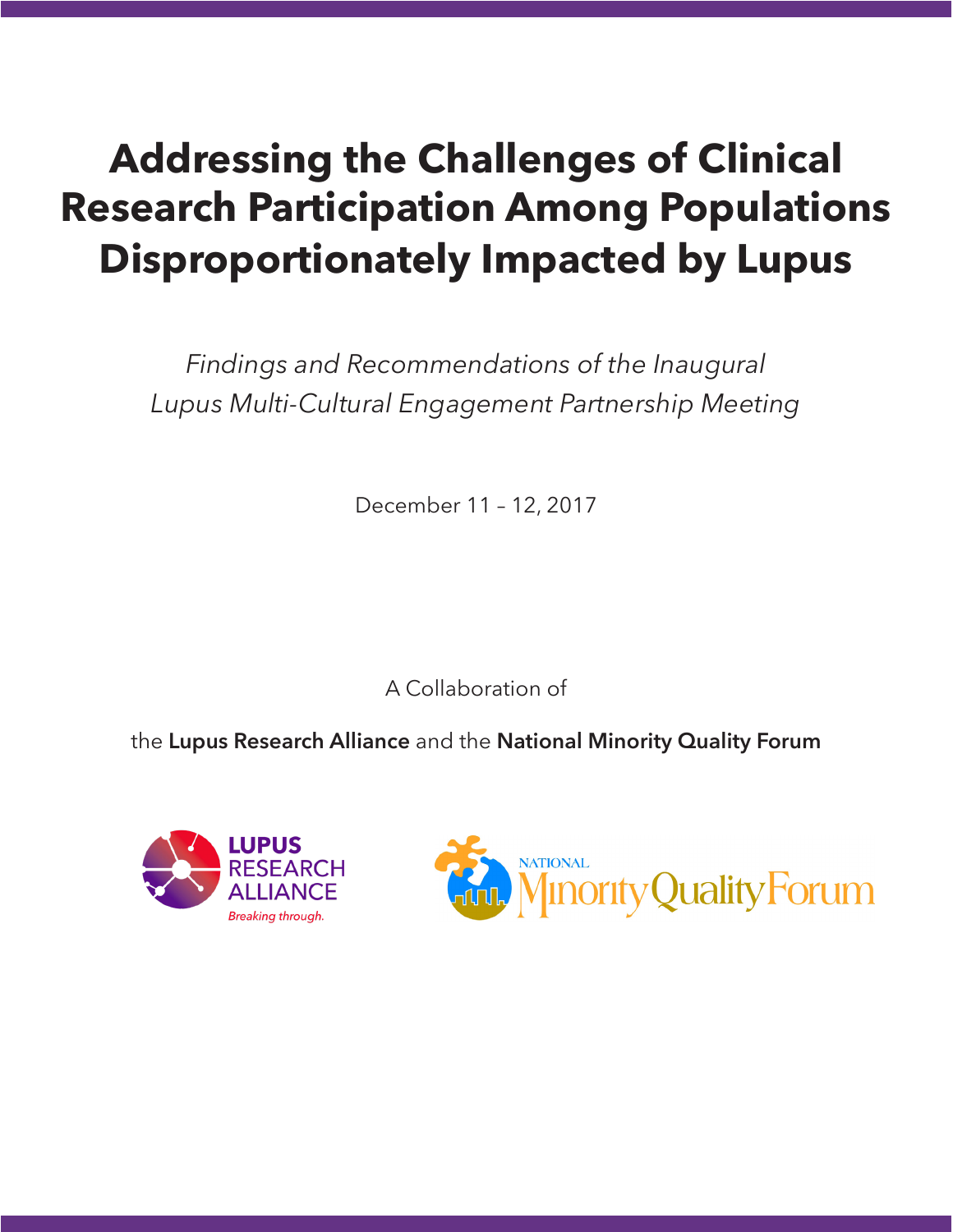# Addressing the Challenges of Clinical Research Participation Among Populations Disproportionately Impacted by Lupus

*Findings and Recommendations of the Inaugural Lupus Multi-Cultural Engagement Partnership Meeting*

December 11 – 12, 2017

A Collaboration of

the **Lupus Research Alliance** and the **National Minority Quality Forum**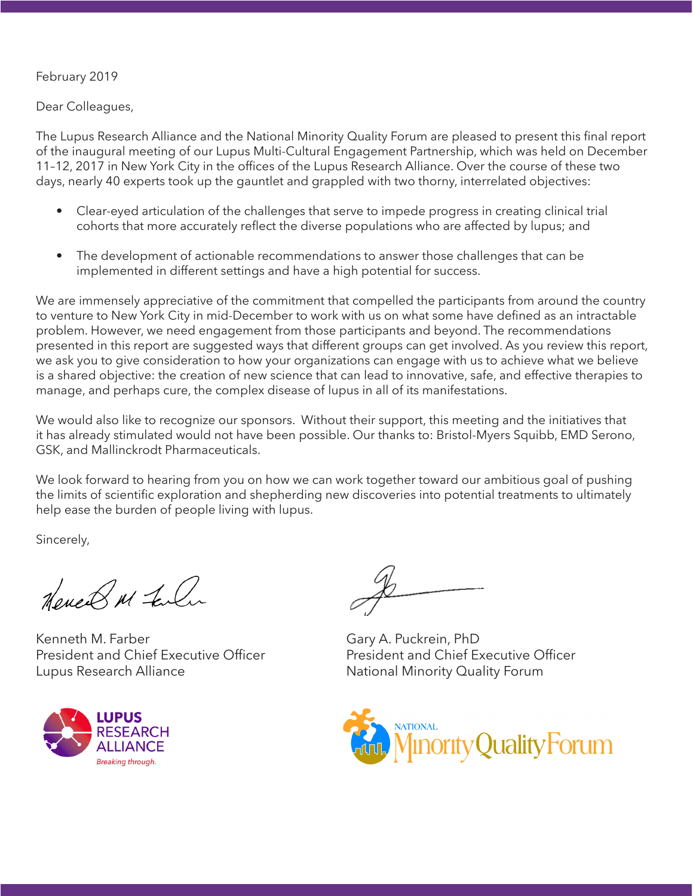February 2019

Dear Colleagues,

The Lupus Research Alliance and the National Minority Quality Forum are pleased to present this final report of the inaugural meeting of our Lupus Multi-Cultural Engagement Partnership, which was held on December 11–12, 2017 in New York City in the offices of the Lupus Research Alliance. Over the course of these two days, nearly 40 experts took up the gauntlet and grappled with two thorny, interrelated objectives:

- Clear-eyed articulation of the challenges that serve to impede progress in creating clinical trial cohorts that more accurately reflect the diverse populations who are affected by lupus; and
- The development of actionable recommendations to answer those challenges that can be implemented in different settings and have a high potential for success.

We are immensely appreciative of the commitment that compelled the participants from around the country to venture to New York City in mid-December to work with us on what some have defined as an intractable problem. However, we need engagement from those participants and beyond. The recommendations presented in this report are suggested ways that different groups can get involved. As you review this report, we ask you to give consideration to how your organizations can engage with us to achieve what we believe is a shared objective: the creation of new science that can lead to innovative, safe, and effective therapies to manage, and perhaps cure, the complex disease of lupus in all of its manifestations.

We would also like to recognize our sponsors. Without their support, this meeting and the initiatives that it has already stimulated would not have been possible. Our thanks to: Bristol-Myers Squibb, EMD Serono, GSK, and Mallinckrodt Pharmaceuticals.

We look forward to hearing from you on how we can work together toward our ambitious goal of pushing the limits of scientific exploration and shepherding new discoveries into potential treatments to ultimately help ease the burden of people living with lupus.

Sincerely,

Kenneth M. Farber
President and Chief Executive Officer
Lupus Research Alliance

Gary A. Puckrein, PhD
President and Chief Executive Officer
National Minority Quality Forum

LUPUS RESEARCH ALLIANCE
*Breaking through.*

NATIONAL Minority Quality Forum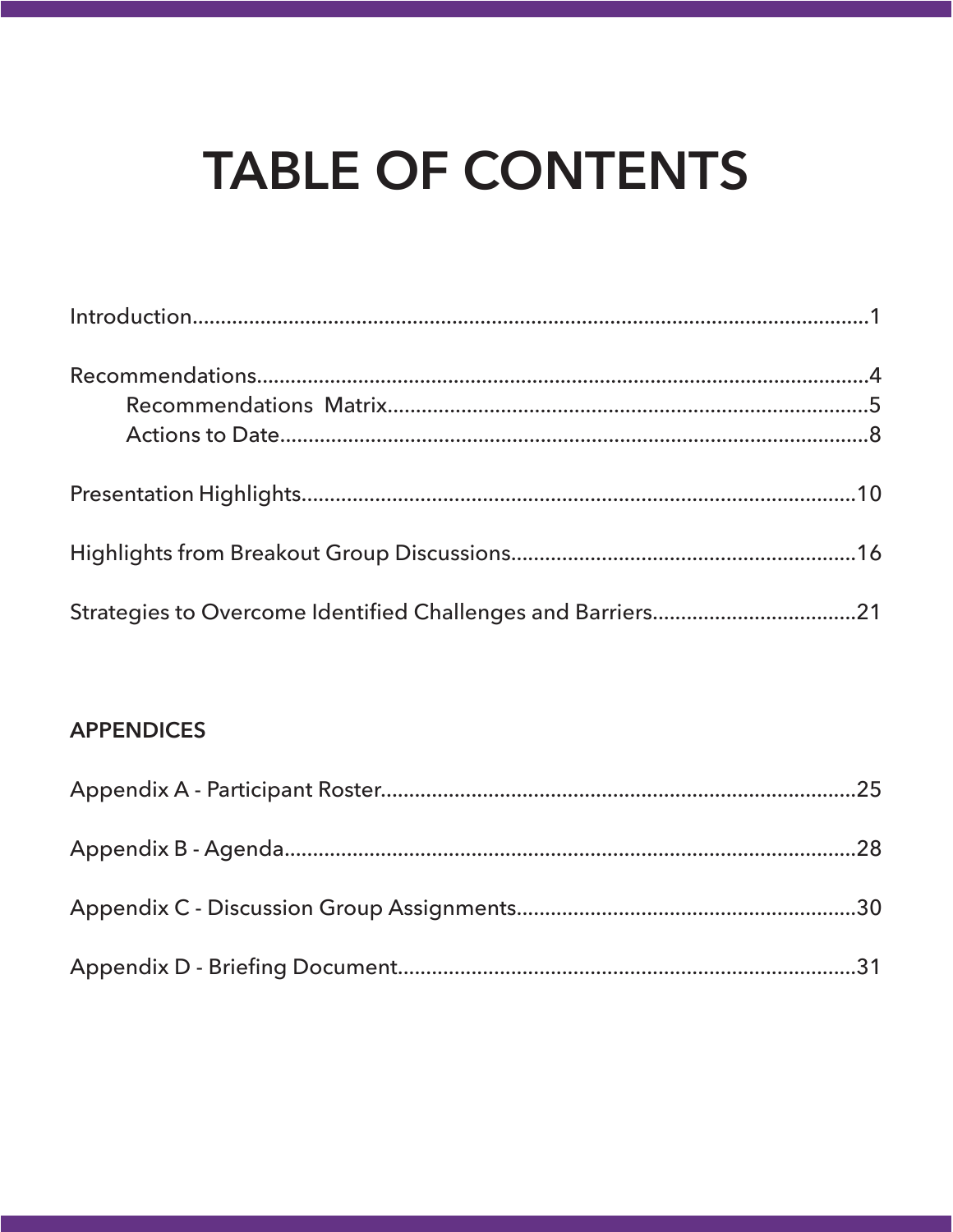# TABLE OF CONTENTS

Introduction........................................................................................................1

Recommendations...............................................................................................4

- Recommendations Matrix...............................................................................5
- Actions to Date...............................................................................................8

Presentation Highlights.....................................................................................10

Highlights from Breakout Group Discussions....................................................16

Strategies to Overcome Identified Challenges and Barriers...............................21

## APPENDICES

Appendix A - Participant Roster.........................................................................25

Appendix B - Agenda.........................................................................................28

Appendix C - Discussion Group Assignments.....................................................30

Appendix D - Briefing Document........................................................................31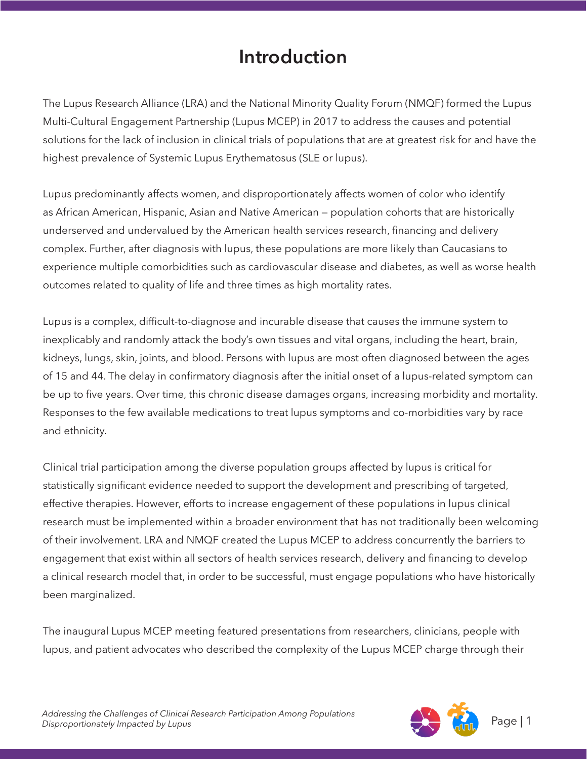# Introduction

The Lupus Research Alliance (LRA) and the National Minority Quality Forum (NMQF) formed the Lupus Multi-Cultural Engagement Partnership (Lupus MCEP) in 2017 to address the causes and potential solutions for the lack of inclusion in clinical trials of populations that are at greatest risk for and have the highest prevalence of Systemic Lupus Erythematosus (SLE or lupus).

Lupus predominantly affects women, and disproportionately affects women of color who identify as African American, Hispanic, Asian and Native American – population cohorts that are historically underserved and undervalued by the American health services research, financing and delivery complex. Further, after diagnosis with lupus, these populations are more likely than Caucasians to experience multiple comorbidities such as cardiovascular disease and diabetes, as well as worse health outcomes related to quality of life and three times as high mortality rates.

Lupus is a complex, difficult-to-diagnose and incurable disease that causes the immune system to inexplicably and randomly attack the body's own tissues and vital organs, including the heart, brain, kidneys, lungs, skin, joints, and blood. Persons with lupus are most often diagnosed between the ages of 15 and 44. The delay in confirmatory diagnosis after the initial onset of a lupus-related symptom can be up to five years. Over time, this chronic disease damages organs, increasing morbidity and mortality. Responses to the few available medications to treat lupus symptoms and co-morbidities vary by race and ethnicity.

Clinical trial participation among the diverse population groups affected by lupus is critical for statistically significant evidence needed to support the development and prescribing of targeted, effective therapies. However, efforts to increase engagement of these populations in lupus clinical research must be implemented within a broader environment that has not traditionally been welcoming of their involvement. LRA and NMQF created the Lupus MCEP to address concurrently the barriers to engagement that exist within all sectors of health services research, delivery and financing to develop a clinical research model that, in order to be successful, must engage populations who have historically been marginalized.

The inaugural Lupus MCEP meeting featured presentations from researchers, clinicians, people with lupus, and patient advocates who described the complexity of the Lupus MCEP charge through their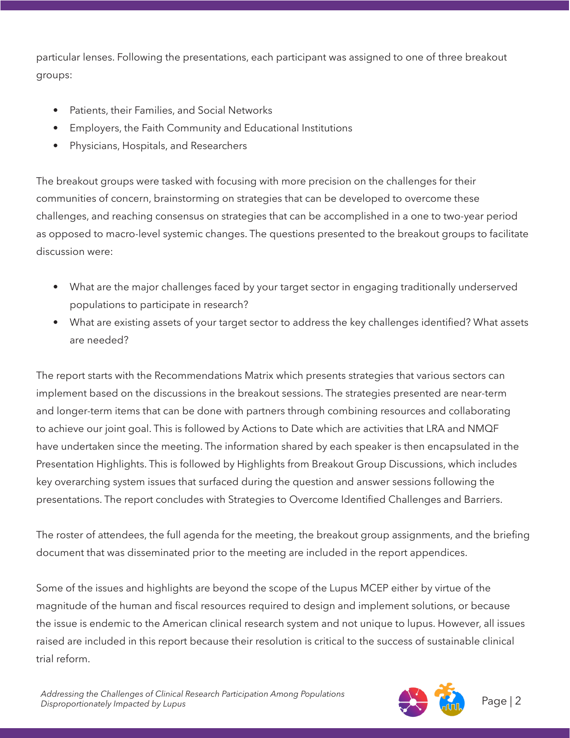particular lenses. Following the presentations, each participant was assigned to one of three breakout groups:

- Patients, their Families, and Social Networks
- Employers, the Faith Community and Educational Institutions
- Physicians, Hospitals, and Researchers

The breakout groups were tasked with focusing with more precision on the challenges for their communities of concern, brainstorming on strategies that can be developed to overcome these challenges, and reaching consensus on strategies that can be accomplished in a one to two-year period as opposed to macro-level systemic changes. The questions presented to the breakout groups to facilitate discussion were:

- What are the major challenges faced by your target sector in engaging traditionally underserved populations to participate in research?
- What are existing assets of your target sector to address the key challenges identified? What assets are needed?

The report starts with the Recommendations Matrix which presents strategies that various sectors can implement based on the discussions in the breakout sessions. The strategies presented are near-term and longer-term items that can be done with partners through combining resources and collaborating to achieve our joint goal. This is followed by Actions to Date which are activities that LRA and NMQF have undertaken since the meeting. The information shared by each speaker is then encapsulated in the Presentation Highlights. This is followed by Highlights from Breakout Group Discussions, which includes key overarching system issues that surfaced during the question and answer sessions following the presentations. The report concludes with Strategies to Overcome Identified Challenges and Barriers.

The roster of attendees, the full agenda for the meeting, the breakout group assignments, and the briefing document that was disseminated prior to the meeting are included in the report appendices.

Some of the issues and highlights are beyond the scope of the Lupus MCEP either by virtue of the magnitude of the human and fiscal resources required to design and implement solutions, or because the issue is endemic to the American clinical research system and not unique to lupus. However, all issues raised are included in this report because their resolution is critical to the success of sustainable clinical trial reform.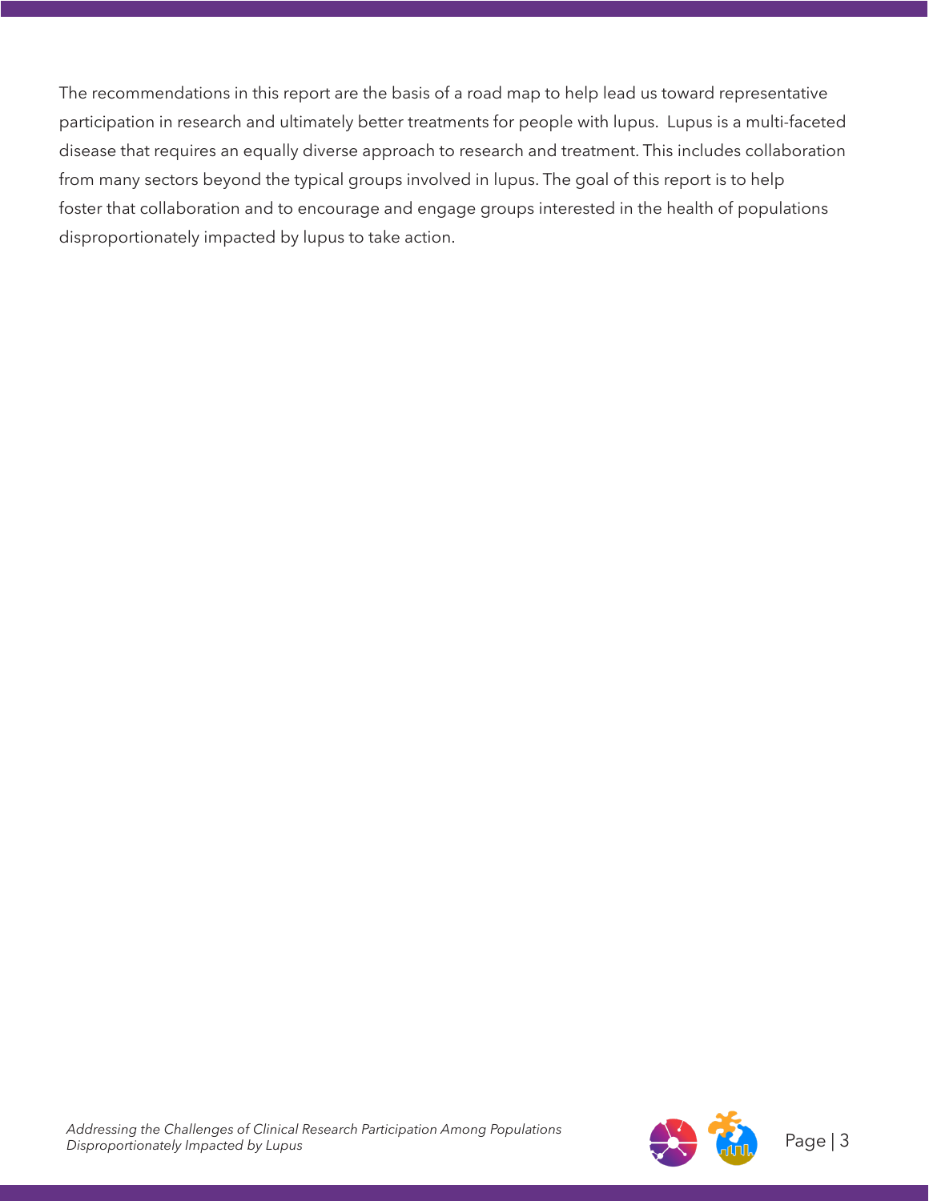The recommendations in this report are the basis of a road map to help lead us toward representative participation in research and ultimately better treatments for people with lupus.  Lupus is a multi-faceted disease that requires an equally diverse approach to research and treatment. This includes collaboration from many sectors beyond the typical groups involved in lupus. The goal of this report is to help foster that collaboration and to encourage and engage groups interested in the health of populations disproportionately impacted by lupus to take action.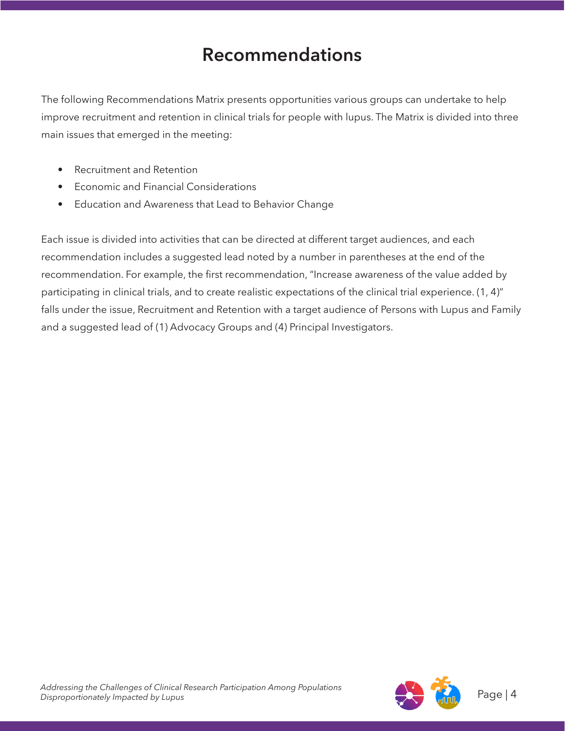# Recommendations

The following Recommendations Matrix presents opportunities various groups can undertake to help improve recruitment and retention in clinical trials for people with lupus. The Matrix is divided into three main issues that emerged in the meeting:

- Recruitment and Retention
- Economic and Financial Considerations
- Education and Awareness that Lead to Behavior Change

Each issue is divided into activities that can be directed at different target audiences, and each recommendation includes a suggested lead noted by a number in parentheses at the end of the recommendation. For example, the first recommendation, "Increase awareness of the value added by participating in clinical trials, and to create realistic expectations of the clinical trial experience. (1, 4)" falls under the issue, Recruitment and Retention with a target audience of Persons with Lupus and Family and a suggested lead of (1) Advocacy Groups and (4) Principal Investigators.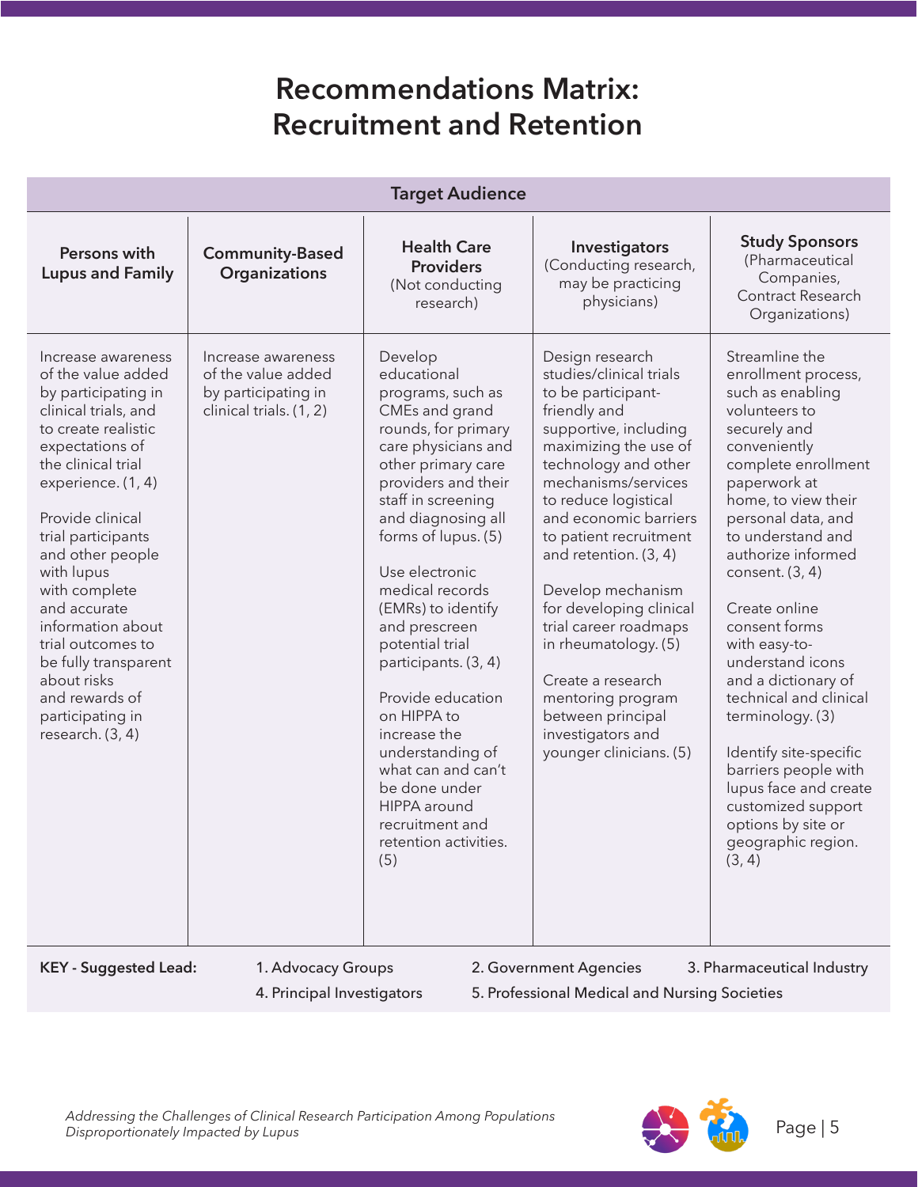# Recommendations Matrix: Recruitment and Retention

| Target Audience | | | | |
|---|---|---|---|---|
| **Persons with Lupus and Family** | **Community-Based Organizations** | **Health Care Providers** (Not conducting research) | **Investigators** (Conducting research, may be practicing physicians) | **Study Sponsors** (Pharmaceutical Companies, Contract Research Organizations) |
| Increase awareness of the value added by participating in clinical trials, and to create realistic expectations of the clinical trial experience. (1, 4)<br><br>Provide clinical trial participants and other people with lupus with complete and accurate information about trial outcomes to be fully transparent about risks and rewards of participating in research. (3, 4) | Increase awareness of the value added by participating in clinical trials. (1, 2) | Develop educational programs, such as CMEs and grand rounds, for primary care physicians and other primary care providers and their staff in screening and diagnosing all forms of lupus. (5)<br><br>Use electronic medical records (EMRs) to identify and prescreen potential trial participants. (3, 4)<br><br>Provide education on HIPPA to increase the understanding of what can and can't be done under HIPPA around recruitment and retention activities. (5) | Design research studies/clinical trials to be participant-friendly and supportive, including maximizing the use of technology and other mechanisms/services to reduce logistical and economic barriers to patient recruitment and retention. (3, 4)<br><br>Develop mechanism for developing clinical trial career roadmaps in rheumatology. (5)<br><br>Create a research mentoring program between principal investigators and younger clinicians. (5) | Streamline the enrollment process, such as enabling volunteers to securely and conveniently complete enrollment paperwork at home, to view their personal data, and to understand and authorize informed consent. (3, 4)<br><br>Create online consent forms with easy-to-understand icons and a dictionary of technical and clinical terminology. (3)<br><br>Identify site-specific barriers people with lupus face and create customized support options by site or geographic region. (3, 4) |

**KEY - Suggested Lead:** 1. Advocacy Groups 2. Government Agencies 3. Pharmaceutical Industry 4. Principal Investigators 5. Professional Medical and Nursing Societies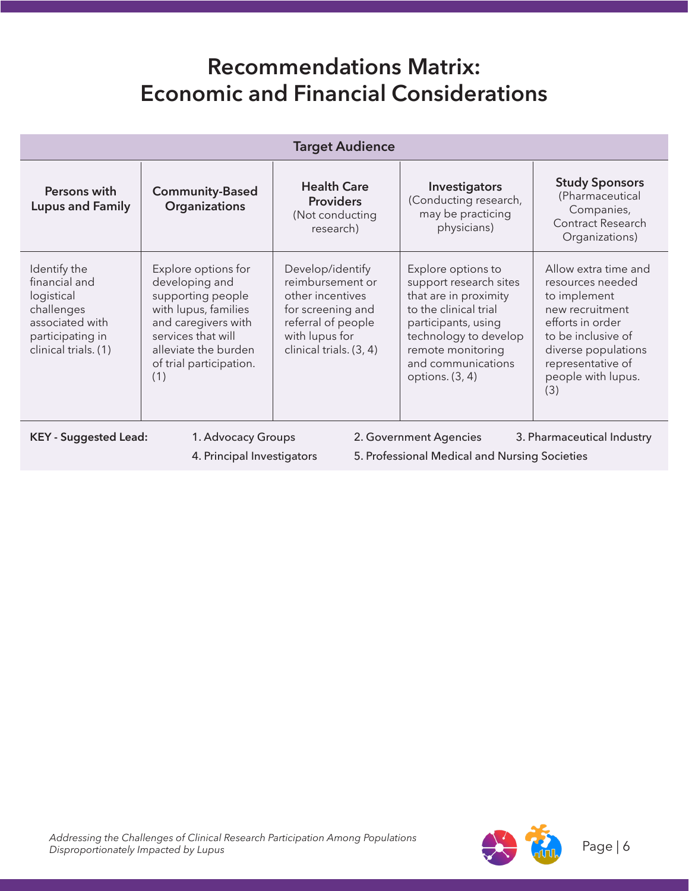# Recommendations Matrix: Economic and Financial Considerations

| Target Audience | | | | |
|---|---|---|---|---|
| **Persons with Lupus and Family** | **Community-Based Organizations** | **Health Care Providers** (Not conducting research) | **Investigators** (Conducting research, may be practicing physicians) | **Study Sponsors** (Pharmaceutical Companies, Contract Research Organizations) |
| Identify the financial and logistical challenges associated with participating in clinical trials. (1) | Explore options for developing and supporting people with lupus, families and caregivers with services that will alleviate the burden of trial participation. (1) | Develop/identify reimbursement or other incentives for screening and referral of people with lupus for clinical trials. (3, 4) | Explore options to support research sites that are in proximity to the clinical trial participants, using technology to develop remote monitoring and communications options. (3, 4) | Allow extra time and resources needed to implement new recruitment efforts in order to be inclusive of diverse populations representative of people with lupus. (3) |

**KEY - Suggested Lead:**
1. Advocacy Groups
2. Government Agencies
3. Pharmaceutical Industry
4. Principal Investigators
5. Professional Medical and Nursing Societies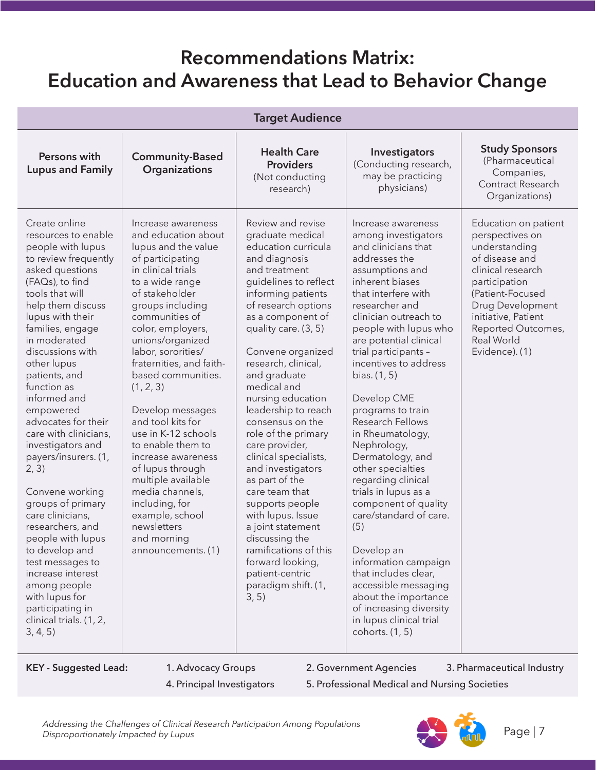# Recommendations Matrix:
# Education and Awareness that Lead to Behavior Change

| Target Audience | | | | |
|---|---|---|---|---|
| **Persons with Lupus and Family** | **Community-Based Organizations** | **Health Care Providers** (Not conducting research) | **Investigators** (Conducting research, may be practicing physicians) | **Study Sponsors** (Pharmaceutical Companies, Contract Research Organizations) |
| Create online resources to enable people with lupus to review frequently asked questions (FAQs), to find tools that will help them discuss lupus with their families, engage in moderated discussions with other lupus patients, and function as informed and empowered advocates for their care with clinicians, investigators and payers/insurers. (1, 2, 3)<br><br>Convene working groups of primary care clinicians, researchers, and people with lupus to develop and test messages to increase interest among people with lupus for participating in clinical trials. (1, 2, 3, 4, 5) | Increase awareness and education about lupus and the value of participating in clinical trials to a wide range of stakeholder groups including communities of color, employers, unions/organized labor, sororities/fraternities, and faith-based communities. (1, 2, 3)<br><br>Develop messages and tool kits for use in K-12 schools to enable them to increase awareness of lupus through multiple available media channels, including, for example, school newsletters and morning announcements. (1) | Review and revise graduate medical education curricula and diagnosis and treatment guidelines to reflect informing patients of research options as a component of quality care. (3, 5)<br><br>Convene organized research, clinical, and graduate medical and nursing education leadership to reach consensus on the role of the primary care provider, clinical specialists, and investigators as part of the care team that supports people with lupus. Issue a joint statement discussing the ramifications of this forward looking, patient-centric paradigm shift. (1, 3, 5) | Increase awareness among investigators and clinicians that addresses the assumptions and inherent biases that interfere with researcher and clinician outreach to people with lupus who are potential clinical trial participants – incentives to address bias. (1, 5)<br><br>Develop CME programs to train Research Fellows in Rheumatology, Nephrology, Dermatology, and other specialties regarding clinical trials in lupus as a component of quality care/standard of care. (5)<br><br>Develop an information campaign that includes clear, accessible messaging about the importance of increasing diversity in lupus clinical trial cohorts. (1, 5) | Education on patient perspectives on understanding of disease and clinical research participation (Patient-Focused Drug Development initiative, Patient Reported Outcomes, Real World Evidence). (1) |

**KEY - Suggested Lead:** 1. Advocacy Groups 2. Government Agencies 3. Pharmaceutical Industry 4. Principal Investigators 5. Professional Medical and Nursing Societies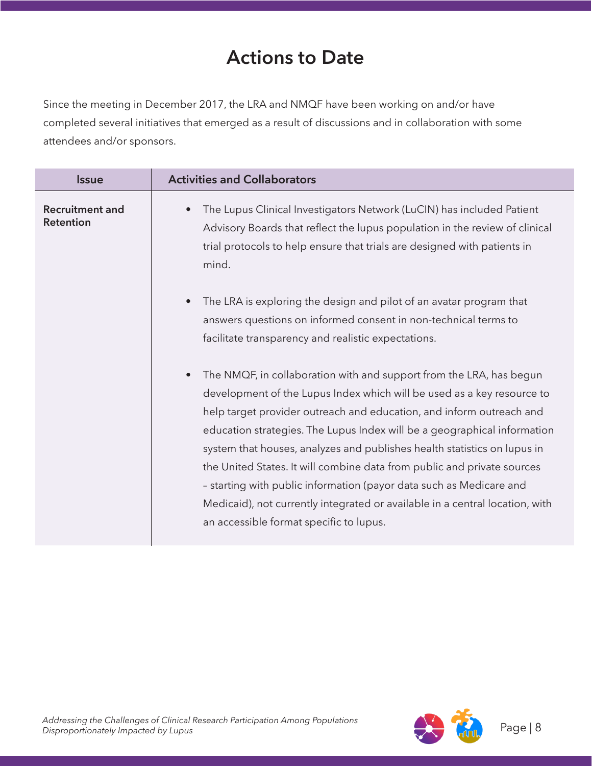# Actions to Date

Since the meeting in December 2017, the LRA and NMQF have been working on and/or have completed several initiatives that emerged as a result of discussions and in collaboration with some attendees and/or sponsors.

| Issue | Activities and Collaborators |
|---|---|
| **Recruitment and Retention** | • The Lupus Clinical Investigators Network (LuCIN) has included Patient Advisory Boards that reflect the lupus population in the review of clinical trial protocols to help ensure that trials are designed with patients in mind.<br><br>• The LRA is exploring the design and pilot of an avatar program that answers questions on informed consent in non-technical terms to facilitate transparency and realistic expectations.<br><br>• The NMQF, in collaboration with and support from the LRA, has begun development of the Lupus Index which will be used as a key resource to help target provider outreach and education, and inform outreach and education strategies. The Lupus Index will be a geographical information system that houses, analyzes and publishes health statistics on lupus in the United States. It will combine data from public and private sources – starting with public information (payor data such as Medicare and Medicaid), not currently integrated or available in a central location, with an accessible format specific to lupus. |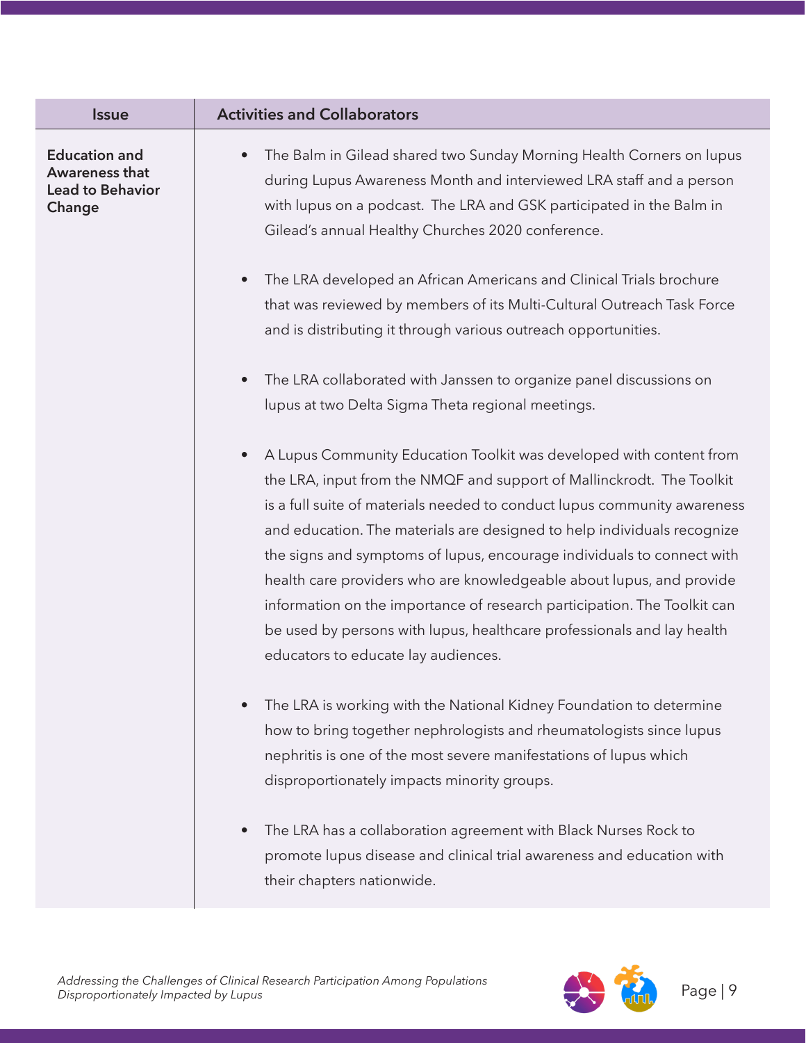| Issue | Activities and Collaborators |
| --- | --- |
| **Education and Awareness that Lead to Behavior Change** | • The Balm in Gilead shared two Sunday Morning Health Corners on lupus during Lupus Awareness Month and interviewed LRA staff and a person with lupus on a podcast. The LRA and GSK participated in the Balm in Gilead's annual Healthy Churches 2020 conference.<br><br>• The LRA developed an African Americans and Clinical Trials brochure that was reviewed by members of its Multi-Cultural Outreach Task Force and is distributing it through various outreach opportunities.<br><br>• The LRA collaborated with Janssen to organize panel discussions on lupus at two Delta Sigma Theta regional meetings.<br><br>• A Lupus Community Education Toolkit was developed with content from the LRA, input from the NMQF and support of Mallinckrodt. The Toolkit is a full suite of materials needed to conduct lupus community awareness and education. The materials are designed to help individuals recognize the signs and symptoms of lupus, encourage individuals to connect with health care providers who are knowledgeable about lupus, and provide information on the importance of research participation. The Toolkit can be used by persons with lupus, healthcare professionals and lay health educators to educate lay audiences.<br><br>• The LRA is working with the National Kidney Foundation to determine how to bring together nephrologists and rheumatologists since lupus nephritis is one of the most severe manifestations of lupus which disproportionately impacts minority groups.<br><br>• The LRA has a collaboration agreement with Black Nurses Rock to promote lupus disease and clinical trial awareness and education with their chapters nationwide. |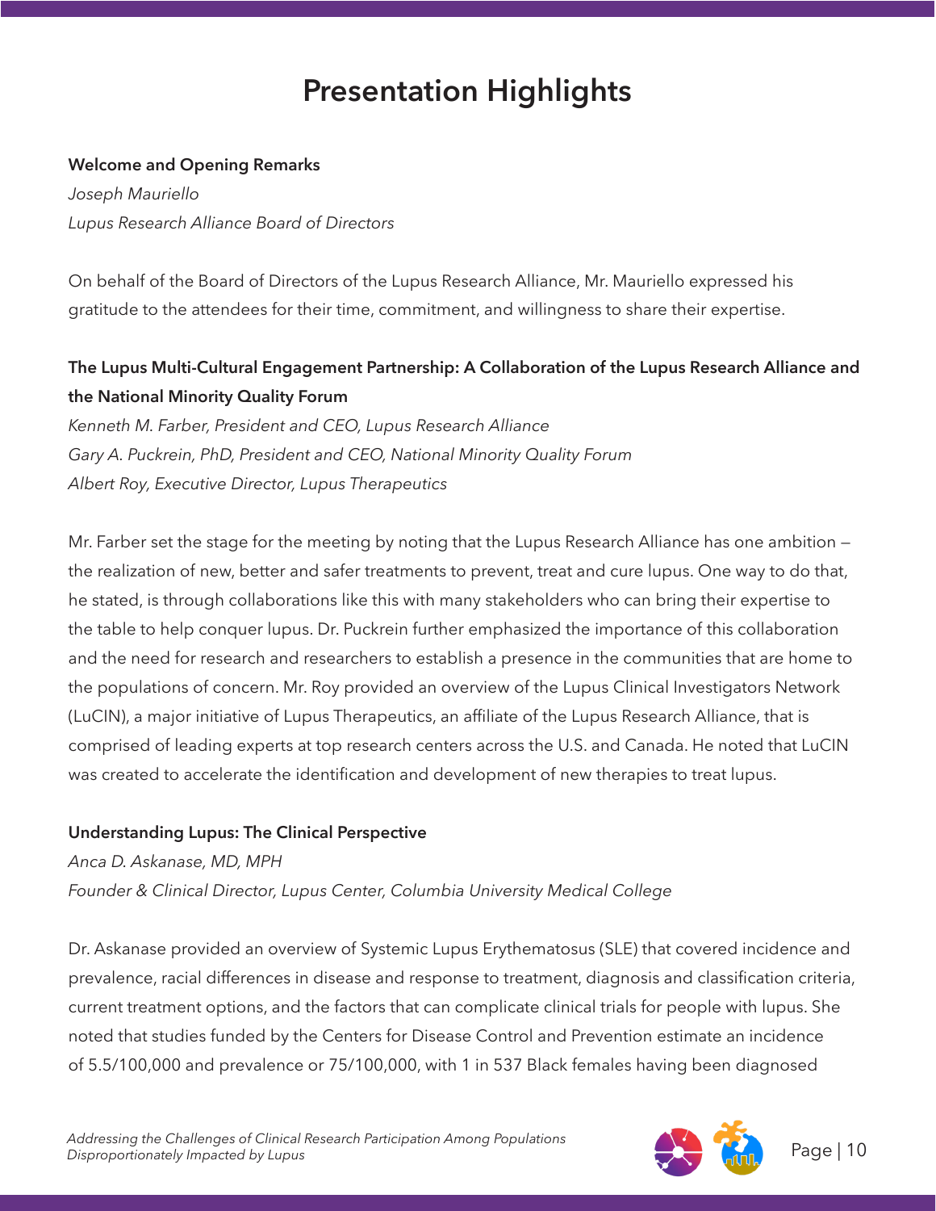# Presentation Highlights

**Welcome and Opening Remarks**

*Joseph Mauriello*

*Lupus Research Alliance Board of Directors*

On behalf of the Board of Directors of the Lupus Research Alliance, Mr. Mauriello expressed his gratitude to the attendees for their time, commitment, and willingness to share their expertise.

**The Lupus Multi-Cultural Engagement Partnership: A Collaboration of the Lupus Research Alliance and the National Minority Quality Forum**

*Kenneth M. Farber, President and CEO, Lupus Research Alliance*

*Gary A. Puckrein, PhD, President and CEO, National Minority Quality Forum*

*Albert Roy, Executive Director, Lupus Therapeutics*

Mr. Farber set the stage for the meeting by noting that the Lupus Research Alliance has one ambition — the realization of new, better and safer treatments to prevent, treat and cure lupus. One way to do that, he stated, is through collaborations like this with many stakeholders who can bring their expertise to the table to help conquer lupus. Dr. Puckrein further emphasized the importance of this collaboration and the need for research and researchers to establish a presence in the communities that are home to the populations of concern. Mr. Roy provided an overview of the Lupus Clinical Investigators Network (LuCIN), a major initiative of Lupus Therapeutics, an affiliate of the Lupus Research Alliance, that is comprised of leading experts at top research centers across the U.S. and Canada. He noted that LuCIN was created to accelerate the identification and development of new therapies to treat lupus.

**Understanding Lupus: The Clinical Perspective**

*Anca D. Askanase, MD, MPH*

*Founder & Clinical Director, Lupus Center, Columbia University Medical College*

Dr. Askanase provided an overview of Systemic Lupus Erythematosus (SLE) that covered incidence and prevalence, racial differences in disease and response to treatment, diagnosis and classification criteria, current treatment options, and the factors that can complicate clinical trials for people with lupus. She noted that studies funded by the Centers for Disease Control and Prevention estimate an incidence of 5.5/100,000 and prevalence or 75/100,000, with 1 in 537 Black females having been diagnosed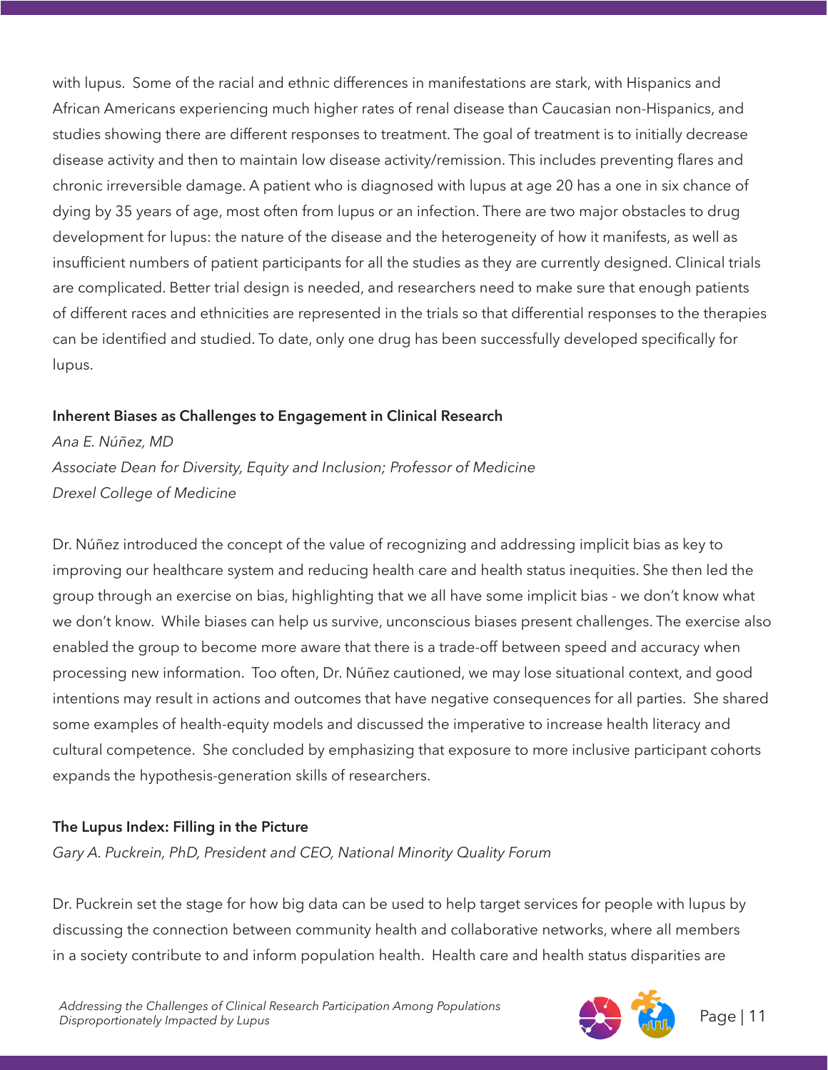with lupus. Some of the racial and ethnic differences in manifestations are stark, with Hispanics and African Americans experiencing much higher rates of renal disease than Caucasian non-Hispanics, and studies showing there are different responses to treatment. The goal of treatment is to initially decrease disease activity and then to maintain low disease activity/remission. This includes preventing flares and chronic irreversible damage. A patient who is diagnosed with lupus at age 20 has a one in six chance of dying by 35 years of age, most often from lupus or an infection. There are two major obstacles to drug development for lupus: the nature of the disease and the heterogeneity of how it manifests, as well as insufficient numbers of patient participants for all the studies as they are currently designed. Clinical trials are complicated. Better trial design is needed, and researchers need to make sure that enough patients of different races and ethnicities are represented in the trials so that differential responses to the therapies can be identified and studied. To date, only one drug has been successfully developed specifically for lupus.

**Inherent Biases as Challenges to Engagement in Clinical Research**

*Ana E. Núñez, MD*
*Associate Dean for Diversity, Equity and Inclusion; Professor of Medicine*
*Drexel College of Medicine*

Dr. Núñez introduced the concept of the value of recognizing and addressing implicit bias as key to improving our healthcare system and reducing health care and health status inequities. She then led the group through an exercise on bias, highlighting that we all have some implicit bias - we don't know what we don't know. While biases can help us survive, unconscious biases present challenges. The exercise also enabled the group to become more aware that there is a trade-off between speed and accuracy when processing new information. Too often, Dr. Núñez cautioned, we may lose situational context, and good intentions may result in actions and outcomes that have negative consequences for all parties. She shared some examples of health-equity models and discussed the imperative to increase health literacy and cultural competence. She concluded by emphasizing that exposure to more inclusive participant cohorts expands the hypothesis-generation skills of researchers.

**The Lupus Index: Filling in the Picture**

*Gary A. Puckrein, PhD, President and CEO, National Minority Quality Forum*

Dr. Puckrein set the stage for how big data can be used to help target services for people with lupus by discussing the connection between community health and collaborative networks, where all members in a society contribute to and inform population health. Health care and health status disparities are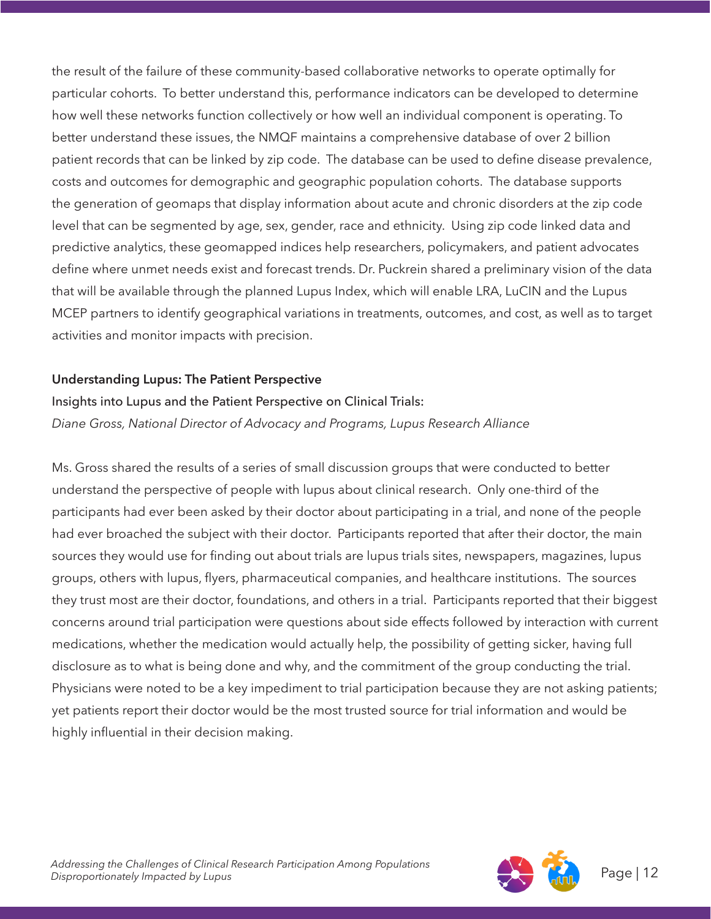the result of the failure of these community-based collaborative networks to operate optimally for particular cohorts. To better understand this, performance indicators can be developed to determine how well these networks function collectively or how well an individual component is operating. To better understand these issues, the NMQF maintains a comprehensive database of over 2 billion patient records that can be linked by zip code. The database can be used to define disease prevalence, costs and outcomes for demographic and geographic population cohorts. The database supports the generation of geomaps that display information about acute and chronic disorders at the zip code level that can be segmented by age, sex, gender, race and ethnicity. Using zip code linked data and predictive analytics, these geomapped indices help researchers, policymakers, and patient advocates define where unmet needs exist and forecast trends. Dr. Puckrein shared a preliminary vision of the data that will be available through the planned Lupus Index, which will enable LRA, LuCIN and the Lupus MCEP partners to identify geographical variations in treatments, outcomes, and cost, as well as to target activities and monitor impacts with precision.

### Understanding Lupus: The Patient Perspective

Insights into Lupus and the Patient Perspective on Clinical Trials:

*Diane Gross, National Director of Advocacy and Programs, Lupus Research Alliance*

Ms. Gross shared the results of a series of small discussion groups that were conducted to better understand the perspective of people with lupus about clinical research. Only one-third of the participants had ever been asked by their doctor about participating in a trial, and none of the people had ever broached the subject with their doctor. Participants reported that after their doctor, the main sources they would use for finding out about trials are lupus trials sites, newspapers, magazines, lupus groups, others with lupus, flyers, pharmaceutical companies, and healthcare institutions. The sources they trust most are their doctor, foundations, and others in a trial. Participants reported that their biggest concerns around trial participation were questions about side effects followed by interaction with current medications, whether the medication would actually help, the possibility of getting sicker, having full disclosure as to what is being done and why, and the commitment of the group conducting the trial. Physicians were noted to be a key impediment to trial participation because they are not asking patients; yet patients report their doctor would be the most trusted source for trial information and would be highly influential in their decision making.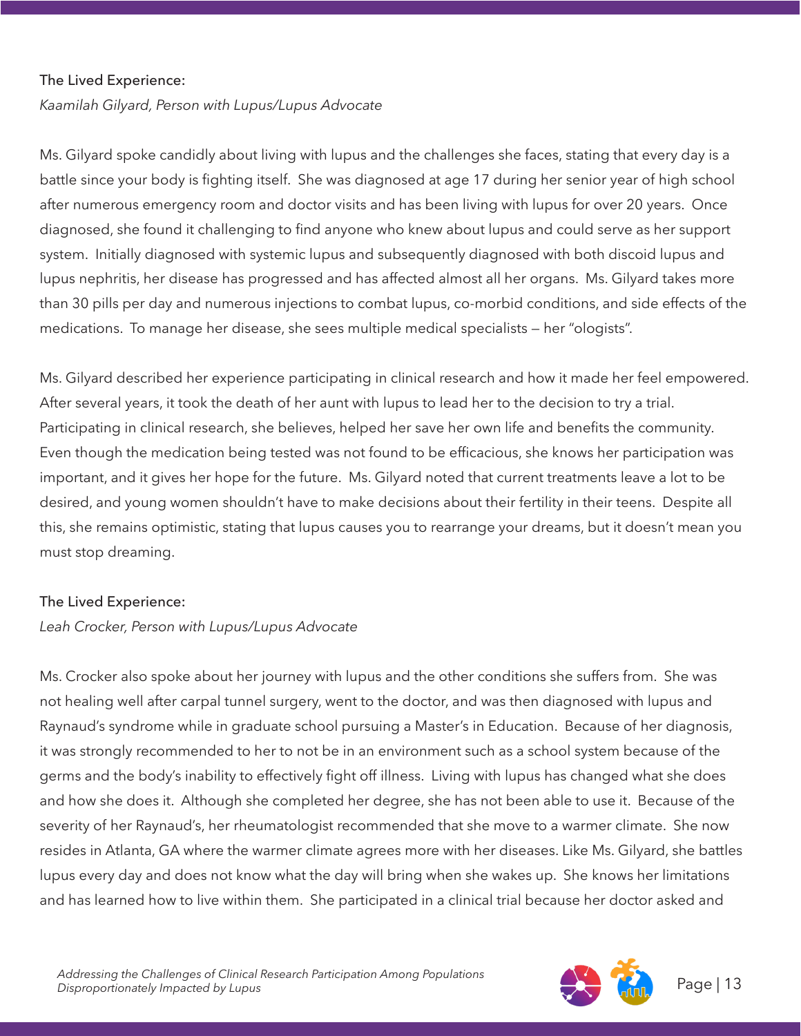### The Lived Experience:

*Kaamilah Gilyard, Person with Lupus/Lupus Advocate*

Ms. Gilyard spoke candidly about living with lupus and the challenges she faces, stating that every day is a battle since your body is fighting itself. She was diagnosed at age 17 during her senior year of high school after numerous emergency room and doctor visits and has been living with lupus for over 20 years. Once diagnosed, she found it challenging to find anyone who knew about lupus and could serve as her support system. Initially diagnosed with systemic lupus and subsequently diagnosed with both discoid lupus and lupus nephritis, her disease has progressed and has affected almost all her organs. Ms. Gilyard takes more than 30 pills per day and numerous injections to combat lupus, co-morbid conditions, and side effects of the medications. To manage her disease, she sees multiple medical specialists – her "ologists".

Ms. Gilyard described her experience participating in clinical research and how it made her feel empowered. After several years, it took the death of her aunt with lupus to lead her to the decision to try a trial. Participating in clinical research, she believes, helped her save her own life and benefits the community. Even though the medication being tested was not found to be efficacious, she knows her participation was important, and it gives her hope for the future. Ms. Gilyard noted that current treatments leave a lot to be desired, and young women shouldn't have to make decisions about their fertility in their teens. Despite all this, she remains optimistic, stating that lupus causes you to rearrange your dreams, but it doesn't mean you must stop dreaming.

### The Lived Experience:

*Leah Crocker, Person with Lupus/Lupus Advocate*

Ms. Crocker also spoke about her journey with lupus and the other conditions she suffers from. She was not healing well after carpal tunnel surgery, went to the doctor, and was then diagnosed with lupus and Raynaud's syndrome while in graduate school pursuing a Master's in Education. Because of her diagnosis, it was strongly recommended to her to not be in an environment such as a school system because of the germs and the body's inability to effectively fight off illness. Living with lupus has changed what she does and how she does it. Although she completed her degree, she has not been able to use it. Because of the severity of her Raynaud's, her rheumatologist recommended that she move to a warmer climate. She now resides in Atlanta, GA where the warmer climate agrees more with her diseases. Like Ms. Gilyard, she battles lupus every day and does not know what the day will bring when she wakes up. She knows her limitations and has learned how to live within them. She participated in a clinical trial because her doctor asked and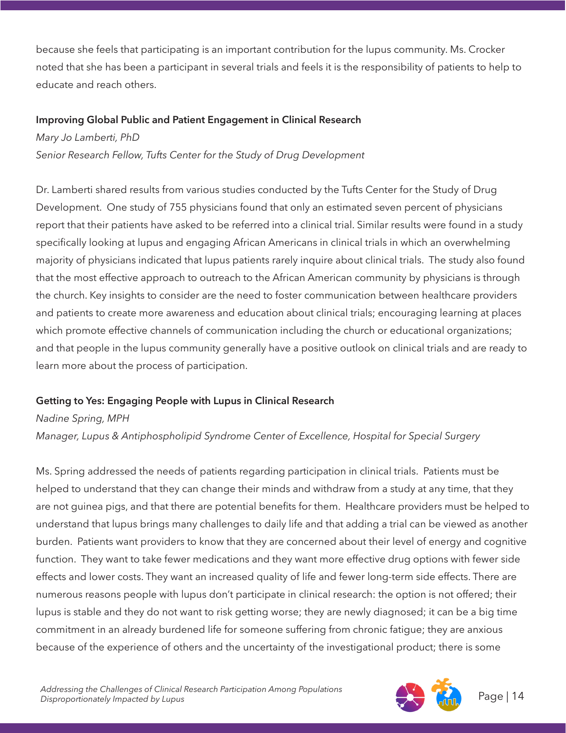because she feels that participating is an important contribution for the lupus community. Ms. Crocker noted that she has been a participant in several trials and feels it is the responsibility of patients to help to educate and reach others.

**Improving Global Public and Patient Engagement in Clinical Research**

*Mary Jo Lamberti, PhD*

*Senior Research Fellow, Tufts Center for the Study of Drug Development*

Dr. Lamberti shared results from various studies conducted by the Tufts Center for the Study of Drug Development. One study of 755 physicians found that only an estimated seven percent of physicians report that their patients have asked to be referred into a clinical trial. Similar results were found in a study specifically looking at lupus and engaging African Americans in clinical trials in which an overwhelming majority of physicians indicated that lupus patients rarely inquire about clinical trials. The study also found that the most effective approach to outreach to the African American community by physicians is through the church. Key insights to consider are the need to foster communication between healthcare providers and patients to create more awareness and education about clinical trials; encouraging learning at places which promote effective channels of communication including the church or educational organizations; and that people in the lupus community generally have a positive outlook on clinical trials and are ready to learn more about the process of participation.

**Getting to Yes: Engaging People with Lupus in Clinical Research**

*Nadine Spring, MPH*

*Manager, Lupus & Antiphospholipid Syndrome Center of Excellence, Hospital for Special Surgery*

Ms. Spring addressed the needs of patients regarding participation in clinical trials. Patients must be helped to understand that they can change their minds and withdraw from a study at any time, that they are not guinea pigs, and that there are potential benefits for them. Healthcare providers must be helped to understand that lupus brings many challenges to daily life and that adding a trial can be viewed as another burden. Patients want providers to know that they are concerned about their level of energy and cognitive function. They want to take fewer medications and they want more effective drug options with fewer side effects and lower costs. They want an increased quality of life and fewer long-term side effects. There are numerous reasons people with lupus don't participate in clinical research: the option is not offered; their lupus is stable and they do not want to risk getting worse; they are newly diagnosed; it can be a big time commitment in an already burdened life for someone suffering from chronic fatigue; they are anxious because of the experience of others and the uncertainty of the investigational product; there is some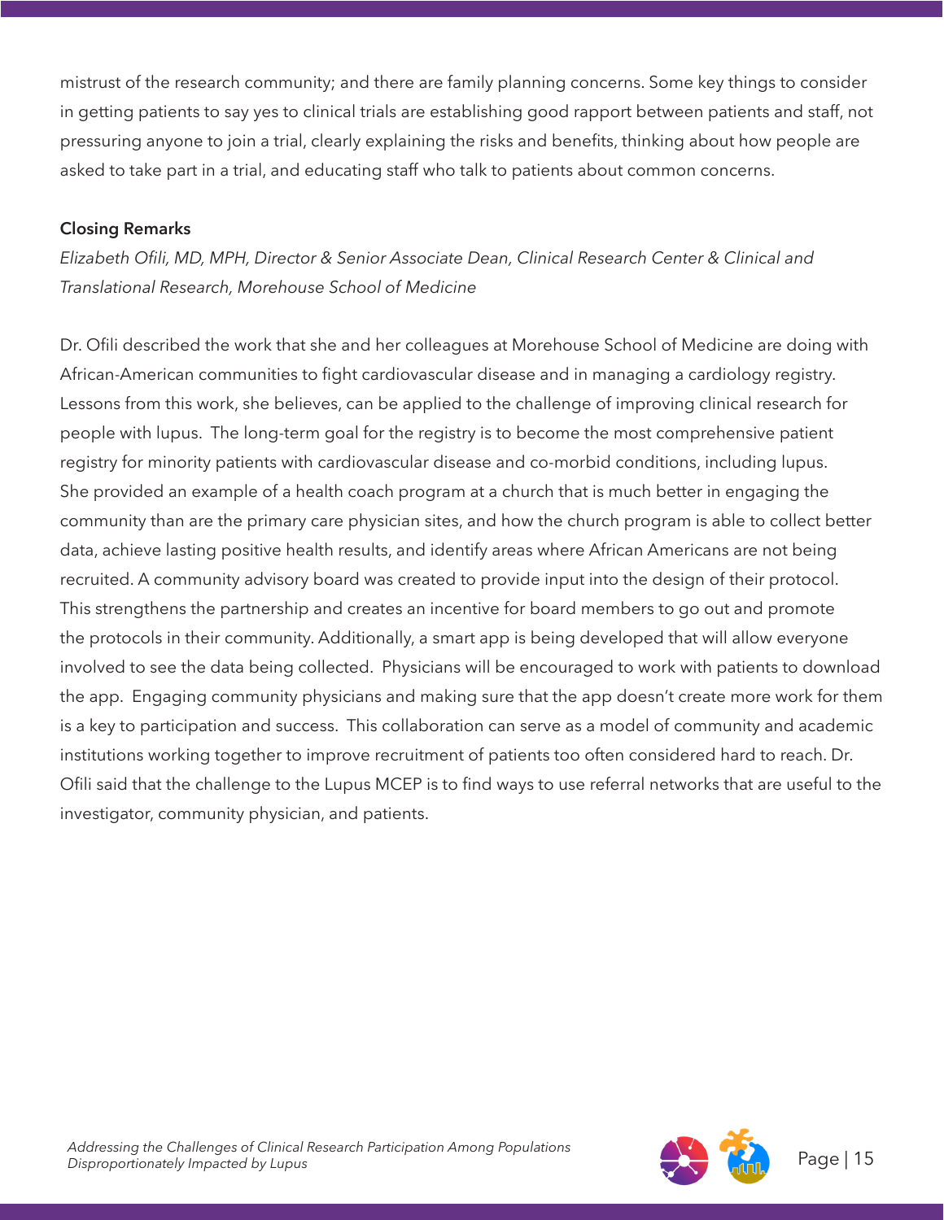mistrust of the research community; and there are family planning concerns. Some key things to consider in getting patients to say yes to clinical trials are establishing good rapport between patients and staff, not pressuring anyone to join a trial, clearly explaining the risks and benefits, thinking about how people are asked to take part in a trial, and educating staff who talk to patients about common concerns.

**Closing Remarks**

*Elizabeth Ofili, MD, MPH, Director & Senior Associate Dean, Clinical Research Center & Clinical and Translational Research, Morehouse School of Medicine*

Dr. Ofili described the work that she and her colleagues at Morehouse School of Medicine are doing with African-American communities to fight cardiovascular disease and in managing a cardiology registry. Lessons from this work, she believes, can be applied to the challenge of improving clinical research for people with lupus. The long-term goal for the registry is to become the most comprehensive patient registry for minority patients with cardiovascular disease and co-morbid conditions, including lupus. She provided an example of a health coach program at a church that is much better in engaging the community than are the primary care physician sites, and how the church program is able to collect better data, achieve lasting positive health results, and identify areas where African Americans are not being recruited. A community advisory board was created to provide input into the design of their protocol. This strengthens the partnership and creates an incentive for board members to go out and promote the protocols in their community. Additionally, a smart app is being developed that will allow everyone involved to see the data being collected. Physicians will be encouraged to work with patients to download the app. Engaging community physicians and making sure that the app doesn't create more work for them is a key to participation and success. This collaboration can serve as a model of community and academic institutions working together to improve recruitment of patients too often considered hard to reach. Dr. Ofili said that the challenge to the Lupus MCEP is to find ways to use referral networks that are useful to the investigator, community physician, and patients.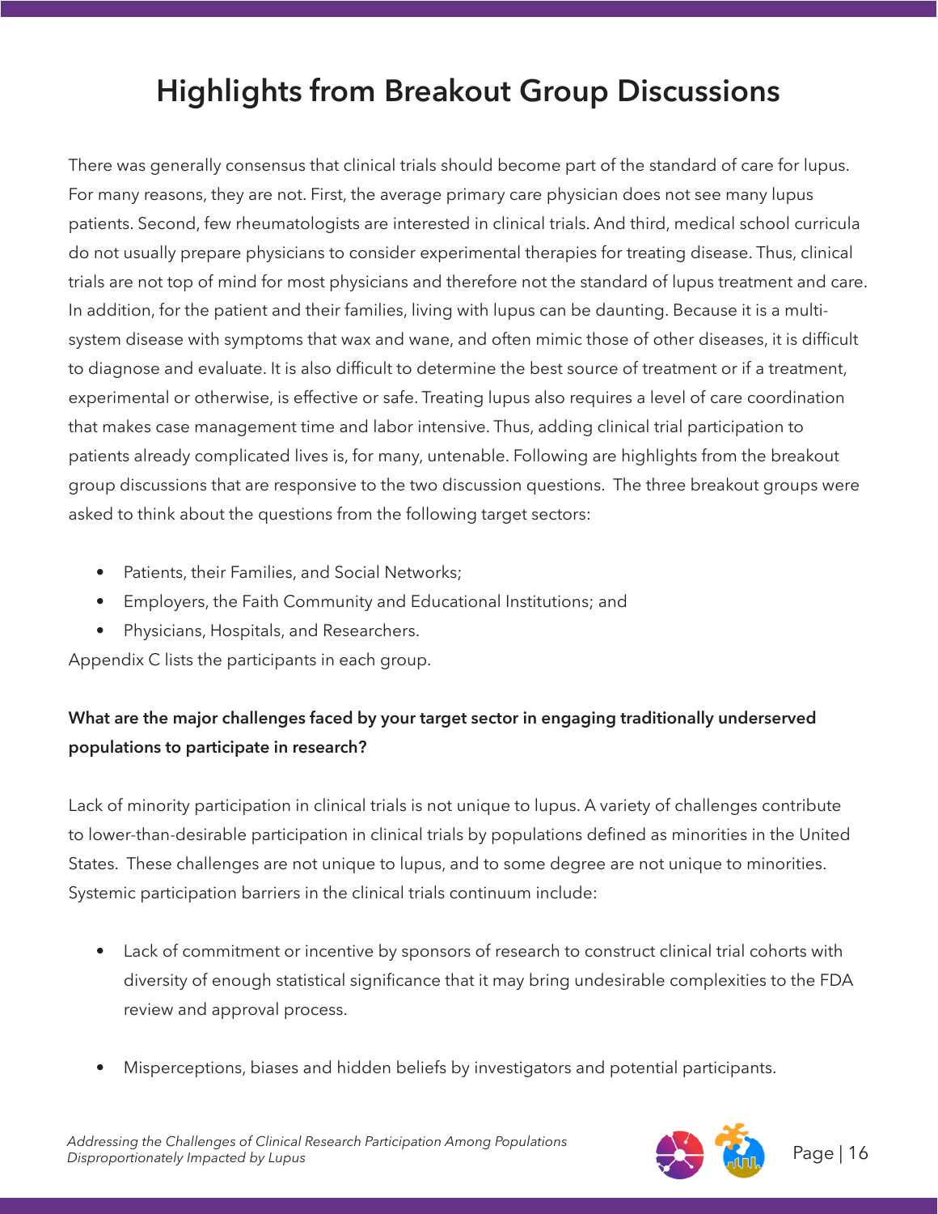# Highlights from Breakout Group Discussions

There was generally consensus that clinical trials should become part of the standard of care for lupus. For many reasons, they are not. First, the average primary care physician does not see many lupus patients. Second, few rheumatologists are interested in clinical trials. And third, medical school curricula do not usually prepare physicians to consider experimental therapies for treating disease. Thus, clinical trials are not top of mind for most physicians and therefore not the standard of lupus treatment and care. In addition, for the patient and their families, living with lupus can be daunting. Because it is a multi-system disease with symptoms that wax and wane, and often mimic those of other diseases, it is difficult to diagnose and evaluate. It is also difficult to determine the best source of treatment or if a treatment, experimental or otherwise, is effective or safe. Treating lupus also requires a level of care coordination that makes case management time and labor intensive. Thus, adding clinical trial participation to patients already complicated lives is, for many, untenable. Following are highlights from the breakout group discussions that are responsive to the two discussion questions. The three breakout groups were asked to think about the questions from the following target sectors:

- Patients, their Families, and Social Networks;
- Employers, the Faith Community and Educational Institutions; and
- Physicians, Hospitals, and Researchers.

Appendix C lists the participants in each group.

**What are the major challenges faced by your target sector in engaging traditionally underserved populations to participate in research?**

Lack of minority participation in clinical trials is not unique to lupus. A variety of challenges contribute to lower-than-desirable participation in clinical trials by populations defined as minorities in the United States. These challenges are not unique to lupus, and to some degree are not unique to minorities. Systemic participation barriers in the clinical trials continuum include:

- Lack of commitment or incentive by sponsors of research to construct clinical trial cohorts with diversity of enough statistical significance that it may bring undesirable complexities to the FDA review and approval process.

- Misperceptions, biases and hidden beliefs by investigators and potential participants.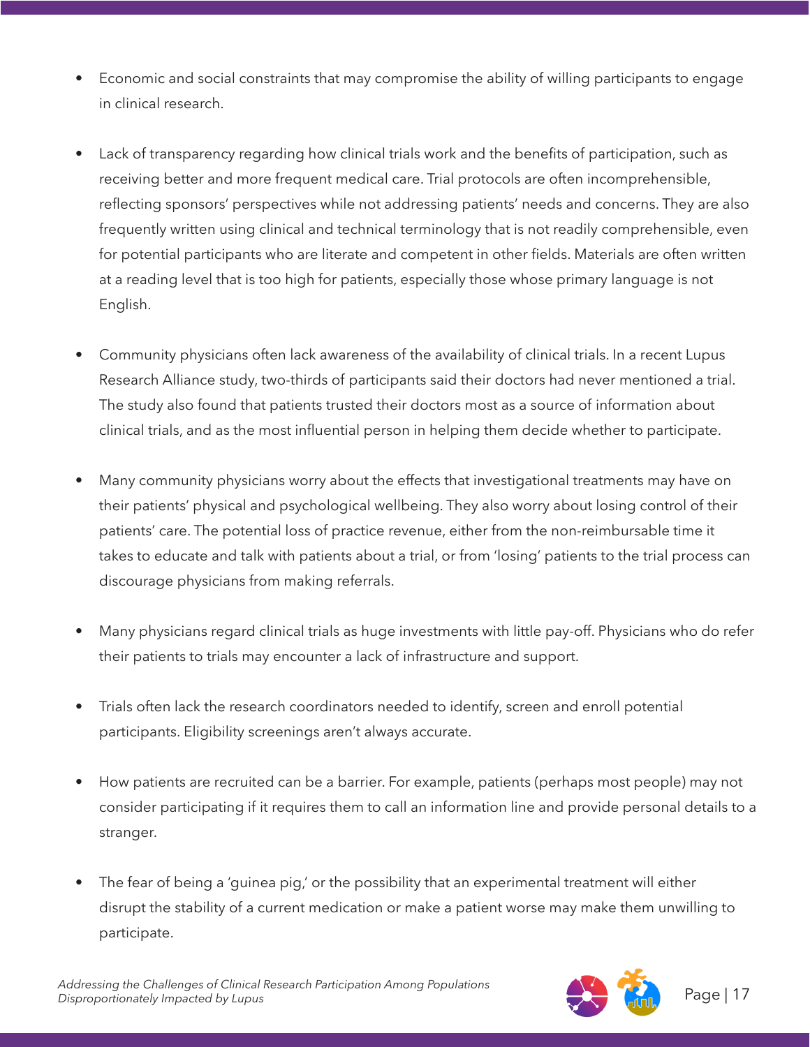- Economic and social constraints that may compromise the ability of willing participants to engage in clinical research.

- Lack of transparency regarding how clinical trials work and the benefits of participation, such as receiving better and more frequent medical care. Trial protocols are often incomprehensible, reflecting sponsors' perspectives while not addressing patients' needs and concerns. They are also frequently written using clinical and technical terminology that is not readily comprehensible, even for potential participants who are literate and competent in other fields. Materials are often written at a reading level that is too high for patients, especially those whose primary language is not English.

- Community physicians often lack awareness of the availability of clinical trials. In a recent Lupus Research Alliance study, two-thirds of participants said their doctors had never mentioned a trial. The study also found that patients trusted their doctors most as a source of information about clinical trials, and as the most influential person in helping them decide whether to participate.

- Many community physicians worry about the effects that investigational treatments may have on their patients' physical and psychological wellbeing. They also worry about losing control of their patients' care. The potential loss of practice revenue, either from the non-reimbursable time it takes to educate and talk with patients about a trial, or from 'losing' patients to the trial process can discourage physicians from making referrals.

- Many physicians regard clinical trials as huge investments with little pay-off. Physicians who do refer their patients to trials may encounter a lack of infrastructure and support.

- Trials often lack the research coordinators needed to identify, screen and enroll potential participants. Eligibility screenings aren't always accurate.

- How patients are recruited can be a barrier. For example, patients (perhaps most people) may not consider participating if it requires them to call an information line and provide personal details to a stranger.

- The fear of being a 'guinea pig,' or the possibility that an experimental treatment will either disrupt the stability of a current medication or make a patient worse may make them unwilling to participate.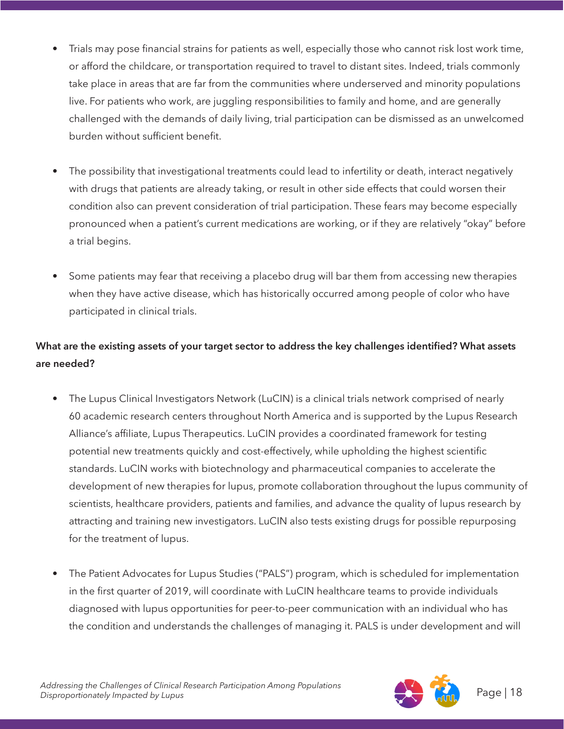- Trials may pose financial strains for patients as well, especially those who cannot risk lost work time, or afford the childcare, or transportation required to travel to distant sites. Indeed, trials commonly take place in areas that are far from the communities where underserved and minority populations live. For patients who work, are juggling responsibilities to family and home, and are generally challenged with the demands of daily living, trial participation can be dismissed as an unwelcomed burden without sufficient benefit.

- The possibility that investigational treatments could lead to infertility or death, interact negatively with drugs that patients are already taking, or result in other side effects that could worsen their condition also can prevent consideration of trial participation. These fears may become especially pronounced when a patient's current medications are working, or if they are relatively "okay" before a trial begins.

- Some patients may fear that receiving a placebo drug will bar them from accessing new therapies when they have active disease, which has historically occurred among people of color who have participated in clinical trials.

**What are the existing assets of your target sector to address the key challenges identified? What assets are needed?**

- The Lupus Clinical Investigators Network (LuCIN) is a clinical trials network comprised of nearly 60 academic research centers throughout North America and is supported by the Lupus Research Alliance's affiliate, Lupus Therapeutics. LuCIN provides a coordinated framework for testing potential new treatments quickly and cost-effectively, while upholding the highest scientific standards. LuCIN works with biotechnology and pharmaceutical companies to accelerate the development of new therapies for lupus, promote collaboration throughout the lupus community of scientists, healthcare providers, patients and families, and advance the quality of lupus research by attracting and training new investigators. LuCIN also tests existing drugs for possible repurposing for the treatment of lupus.

- The Patient Advocates for Lupus Studies ("PALS") program, which is scheduled for implementation in the first quarter of 2019, will coordinate with LuCIN healthcare teams to provide individuals diagnosed with lupus opportunities for peer-to-peer communication with an individual who has the condition and understands the challenges of managing it. PALS is under development and will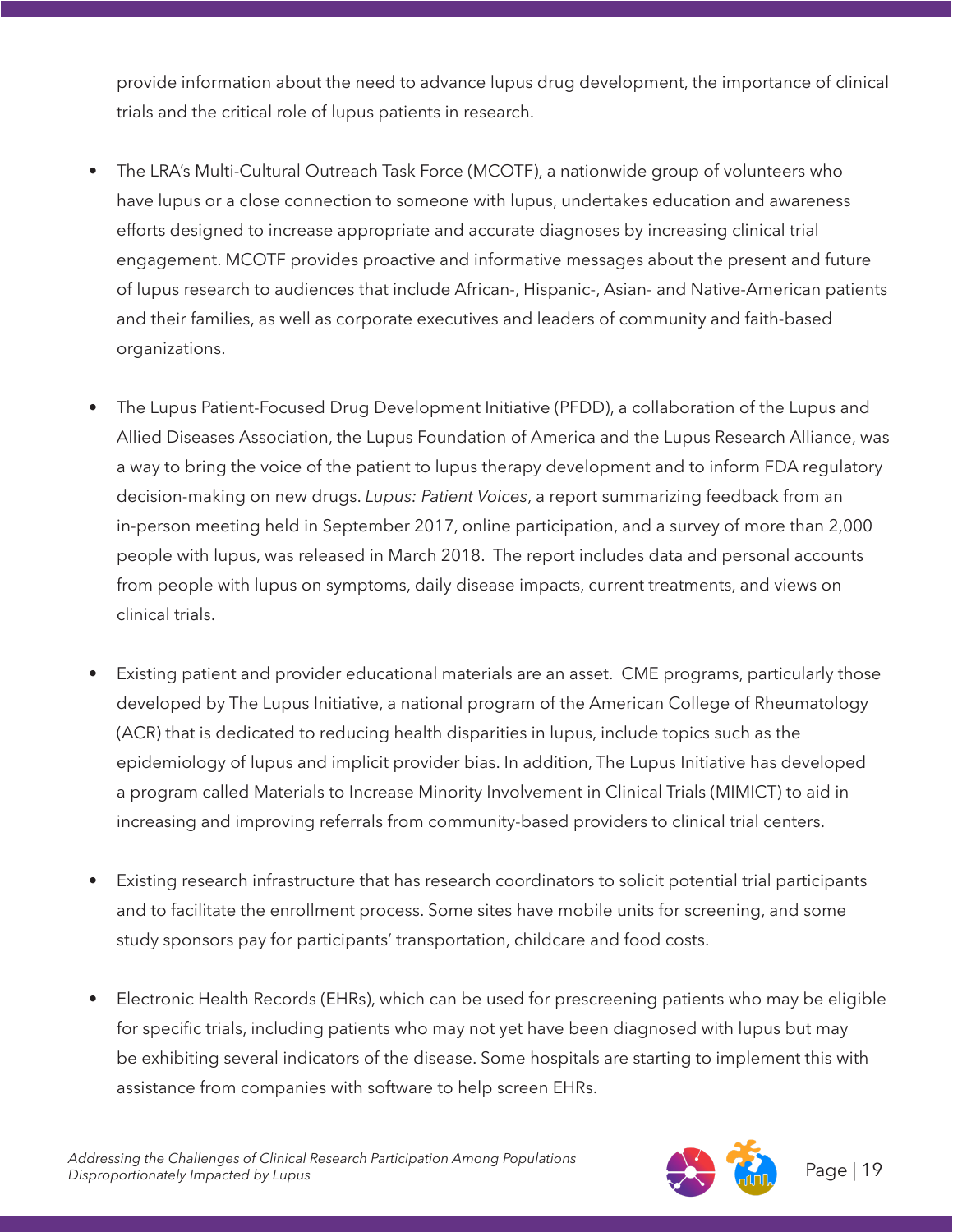provide information about the need to advance lupus drug development, the importance of clinical trials and the critical role of lupus patients in research.

- The LRA's Multi-Cultural Outreach Task Force (MCOTF), a nationwide group of volunteers who have lupus or a close connection to someone with lupus, undertakes education and awareness efforts designed to increase appropriate and accurate diagnoses by increasing clinical trial engagement. MCOTF provides proactive and informative messages about the present and future of lupus research to audiences that include African-, Hispanic-, Asian- and Native-American patients and their families, as well as corporate executives and leaders of community and faith-based organizations.

- The Lupus Patient-Focused Drug Development Initiative (PFDD), a collaboration of the Lupus and Allied Diseases Association, the Lupus Foundation of America and the Lupus Research Alliance, was a way to bring the voice of the patient to lupus therapy development and to inform FDA regulatory decision-making on new drugs. *Lupus: Patient Voices*, a report summarizing feedback from an in-person meeting held in September 2017, online participation, and a survey of more than 2,000 people with lupus, was released in March 2018. The report includes data and personal accounts from people with lupus on symptoms, daily disease impacts, current treatments, and views on clinical trials.

- Existing patient and provider educational materials are an asset. CME programs, particularly those developed by The Lupus Initiative, a national program of the American College of Rheumatology (ACR) that is dedicated to reducing health disparities in lupus, include topics such as the epidemiology of lupus and implicit provider bias. In addition, The Lupus Initiative has developed a program called Materials to Increase Minority Involvement in Clinical Trials (MIMICT) to aid in increasing and improving referrals from community-based providers to clinical trial centers.

- Existing research infrastructure that has research coordinators to solicit potential trial participants and to facilitate the enrollment process. Some sites have mobile units for screening, and some study sponsors pay for participants' transportation, childcare and food costs.

- Electronic Health Records (EHRs), which can be used for prescreening patients who may be eligible for specific trials, including patients who may not yet have been diagnosed with lupus but may be exhibiting several indicators of the disease. Some hospitals are starting to implement this with assistance from companies with software to help screen EHRs.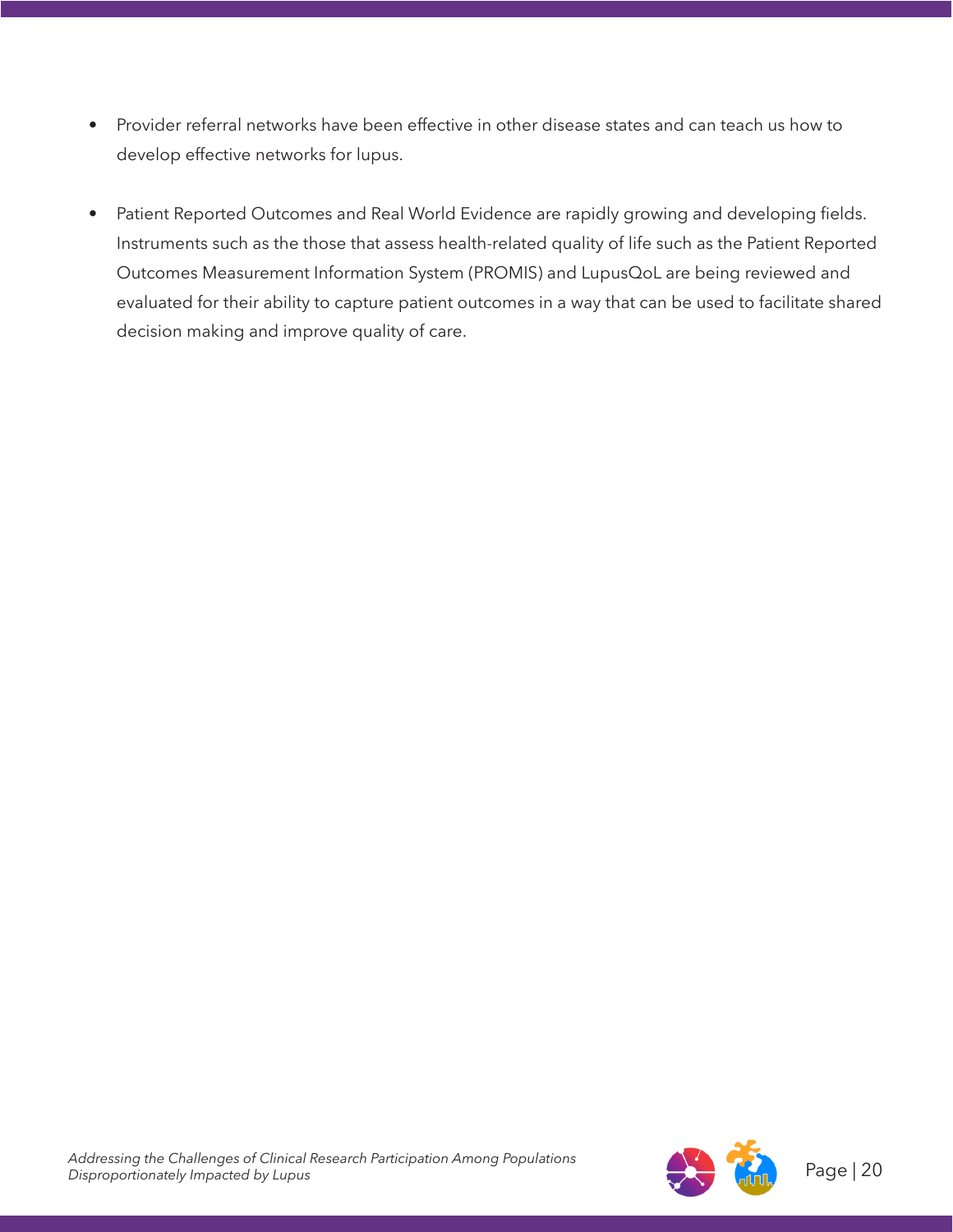- Provider referral networks have been effective in other disease states and can teach us how to develop effective networks for lupus.
- Patient Reported Outcomes and Real World Evidence are rapidly growing and developing fields. Instruments such as the those that assess health-related quality of life such as the Patient Reported Outcomes Measurement Information System (PROMIS) and LupusQoL are being reviewed and evaluated for their ability to capture patient outcomes in a way that can be used to facilitate shared decision making and improve quality of care.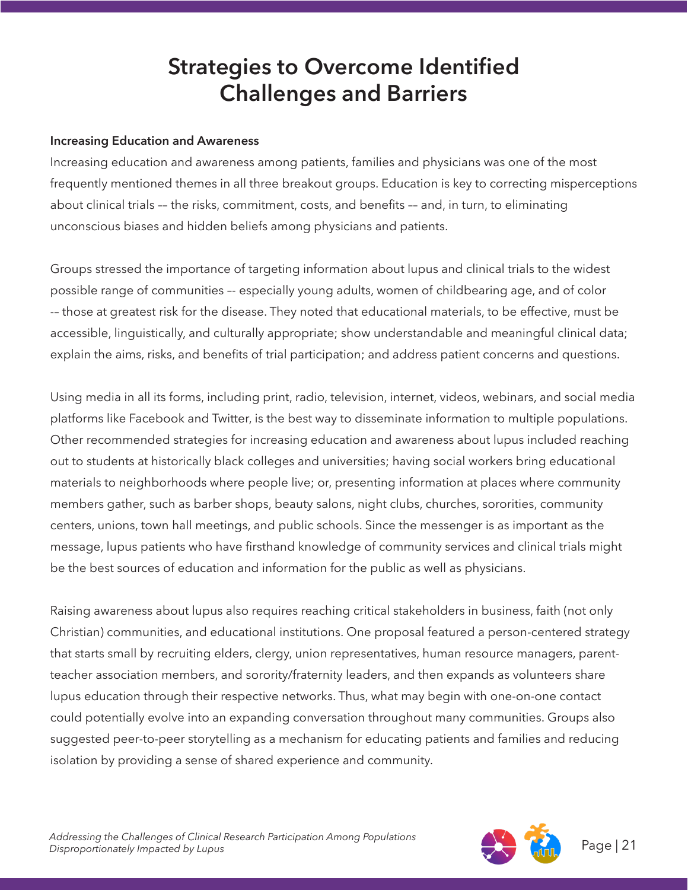# Strategies to Overcome Identified Challenges and Barriers

**Increasing Education and Awareness**

Increasing education and awareness among patients, families and physicians was one of the most frequently mentioned themes in all three breakout groups. Education is key to correcting misperceptions about clinical trials –– the risks, commitment, costs, and benefits –– and, in turn, to eliminating unconscious biases and hidden beliefs among physicians and patients.

Groups stressed the importance of targeting information about lupus and clinical trials to the widest possible range of communities –- especially young adults, women of childbearing age, and of color -- those at greatest risk for the disease. They noted that educational materials, to be effective, must be accessible, linguistically, and culturally appropriate; show understandable and meaningful clinical data; explain the aims, risks, and benefits of trial participation; and address patient concerns and questions.

Using media in all its forms, including print, radio, television, internet, videos, webinars, and social media platforms like Facebook and Twitter, is the best way to disseminate information to multiple populations. Other recommended strategies for increasing education and awareness about lupus included reaching out to students at historically black colleges and universities; having social workers bring educational materials to neighborhoods where people live; or, presenting information at places where community members gather, such as barber shops, beauty salons, night clubs, churches, sororities, community centers, unions, town hall meetings, and public schools. Since the messenger is as important as the message, lupus patients who have firsthand knowledge of community services and clinical trials might be the best sources of education and information for the public as well as physicians.

Raising awareness about lupus also requires reaching critical stakeholders in business, faith (not only Christian) communities, and educational institutions. One proposal featured a person-centered strategy that starts small by recruiting elders, clergy, union representatives, human resource managers, parent-teacher association members, and sorority/fraternity leaders, and then expands as volunteers share lupus education through their respective networks. Thus, what may begin with one-on-one contact could potentially evolve into an expanding conversation throughout many communities. Groups also suggested peer-to-peer storytelling as a mechanism for educating patients and families and reducing isolation by providing a sense of shared experience and community.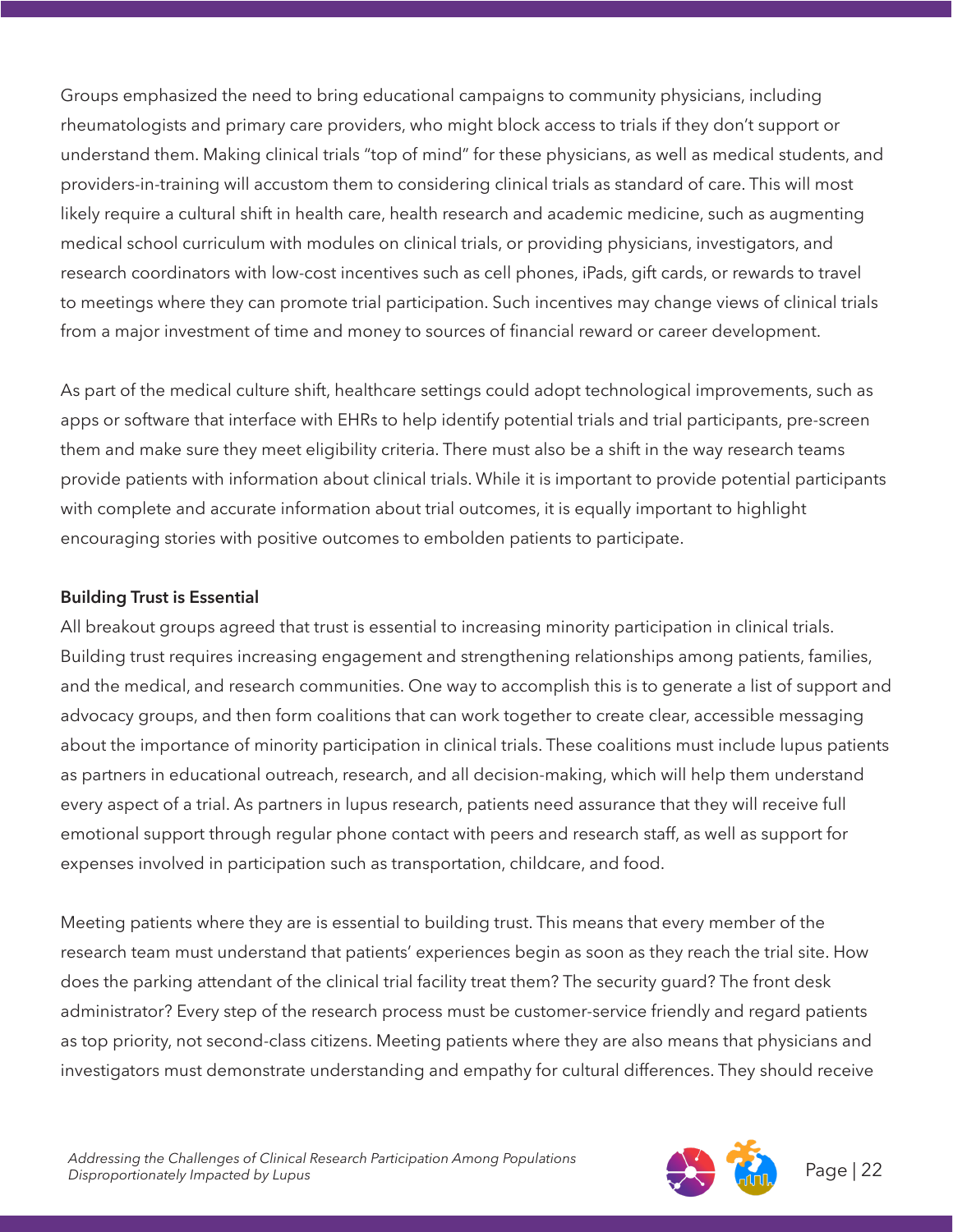Groups emphasized the need to bring educational campaigns to community physicians, including rheumatologists and primary care providers, who might block access to trials if they don't support or understand them. Making clinical trials "top of mind" for these physicians, as well as medical students, and providers-in-training will accustom them to considering clinical trials as standard of care. This will most likely require a cultural shift in health care, health research and academic medicine, such as augmenting medical school curriculum with modules on clinical trials, or providing physicians, investigators, and research coordinators with low-cost incentives such as cell phones, iPads, gift cards, or rewards to travel to meetings where they can promote trial participation. Such incentives may change views of clinical trials from a major investment of time and money to sources of financial reward or career development.

As part of the medical culture shift, healthcare settings could adopt technological improvements, such as apps or software that interface with EHRs to help identify potential trials and trial participants, pre-screen them and make sure they meet eligibility criteria. There must also be a shift in the way research teams provide patients with information about clinical trials. While it is important to provide potential participants with complete and accurate information about trial outcomes, it is equally important to highlight encouraging stories with positive outcomes to embolden patients to participate.

**Building Trust is Essential**

All breakout groups agreed that trust is essential to increasing minority participation in clinical trials. Building trust requires increasing engagement and strengthening relationships among patients, families, and the medical, and research communities. One way to accomplish this is to generate a list of support and advocacy groups, and then form coalitions that can work together to create clear, accessible messaging about the importance of minority participation in clinical trials. These coalitions must include lupus patients as partners in educational outreach, research, and all decision-making, which will help them understand every aspect of a trial. As partners in lupus research, patients need assurance that they will receive full emotional support through regular phone contact with peers and research staff, as well as support for expenses involved in participation such as transportation, childcare, and food.

Meeting patients where they are is essential to building trust. This means that every member of the research team must understand that patients' experiences begin as soon as they reach the trial site. How does the parking attendant of the clinical trial facility treat them? The security guard? The front desk administrator? Every step of the research process must be customer-service friendly and regard patients as top priority, not second-class citizens. Meeting patients where they are also means that physicians and investigators must demonstrate understanding and empathy for cultural differences. They should receive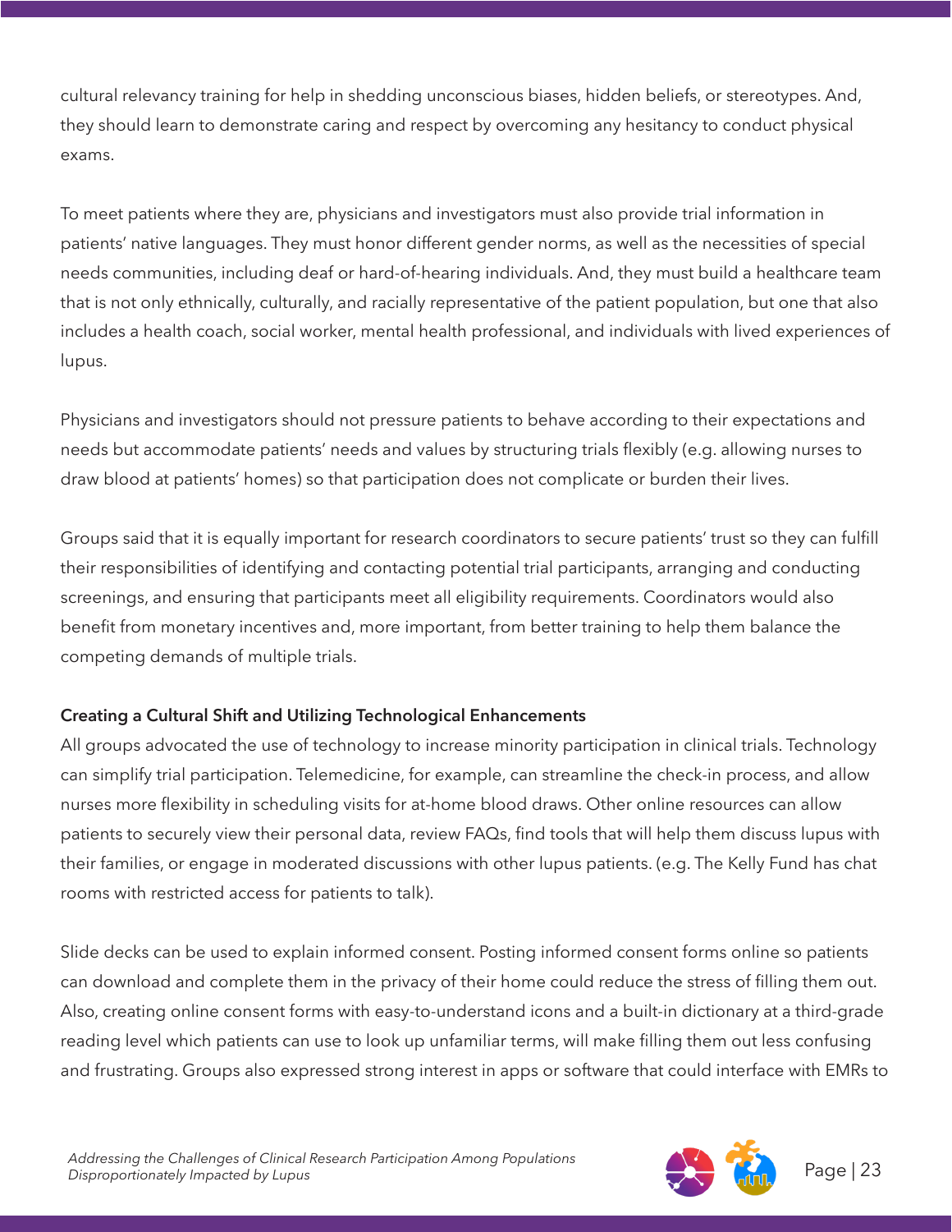cultural relevancy training for help in shedding unconscious biases, hidden beliefs, or stereotypes. And, they should learn to demonstrate caring and respect by overcoming any hesitancy to conduct physical exams.

To meet patients where they are, physicians and investigators must also provide trial information in patients' native languages. They must honor different gender norms, as well as the necessities of special needs communities, including deaf or hard-of-hearing individuals. And, they must build a healthcare team that is not only ethnically, culturally, and racially representative of the patient population, but one that also includes a health coach, social worker, mental health professional, and individuals with lived experiences of lupus.

Physicians and investigators should not pressure patients to behave according to their expectations and needs but accommodate patients' needs and values by structuring trials flexibly (e.g. allowing nurses to draw blood at patients' homes) so that participation does not complicate or burden their lives.

Groups said that it is equally important for research coordinators to secure patients' trust so they can fulfill their responsibilities of identifying and contacting potential trial participants, arranging and conducting screenings, and ensuring that participants meet all eligibility requirements. Coordinators would also benefit from monetary incentives and, more important, from better training to help them balance the competing demands of multiple trials.

**Creating a Cultural Shift and Utilizing Technological Enhancements**

All groups advocated the use of technology to increase minority participation in clinical trials. Technology can simplify trial participation. Telemedicine, for example, can streamline the check-in process, and allow nurses more flexibility in scheduling visits for at-home blood draws. Other online resources can allow patients to securely view their personal data, review FAQs, find tools that will help them discuss lupus with their families, or engage in moderated discussions with other lupus patients. (e.g. The Kelly Fund has chat rooms with restricted access for patients to talk).

Slide decks can be used to explain informed consent. Posting informed consent forms online so patients can download and complete them in the privacy of their home could reduce the stress of filling them out. Also, creating online consent forms with easy-to-understand icons and a built-in dictionary at a third-grade reading level which patients can use to look up unfamiliar terms, will make filling them out less confusing and frustrating. Groups also expressed strong interest in apps or software that could interface with EMRs to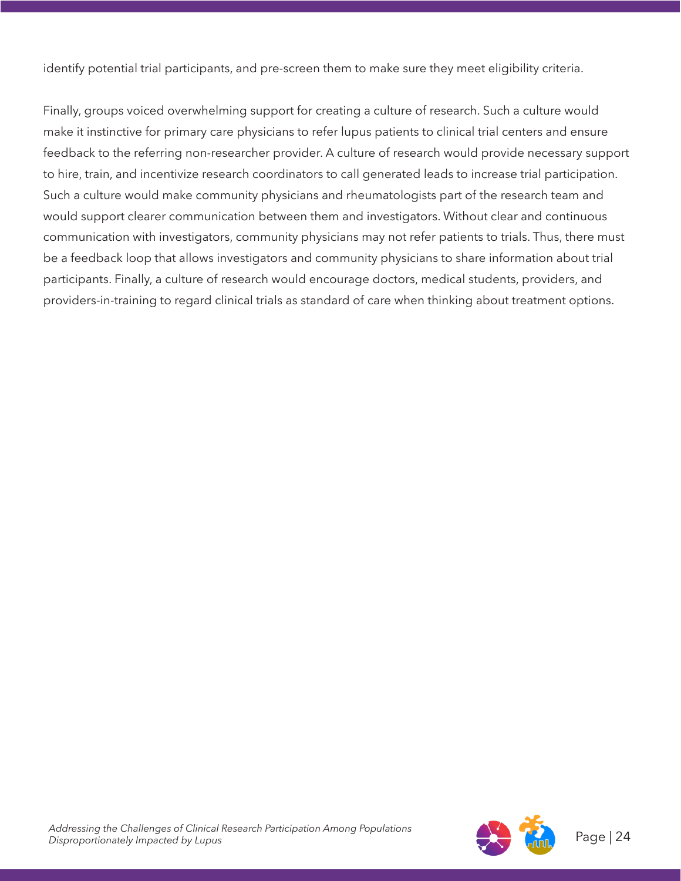identify potential trial participants, and pre-screen them to make sure they meet eligibility criteria.

Finally, groups voiced overwhelming support for creating a culture of research. Such a culture would make it instinctive for primary care physicians to refer lupus patients to clinical trial centers and ensure feedback to the referring non-researcher provider. A culture of research would provide necessary support to hire, train, and incentivize research coordinators to call generated leads to increase trial participation. Such a culture would make community physicians and rheumatologists part of the research team and would support clearer communication between them and investigators. Without clear and continuous communication with investigators, community physicians may not refer patients to trials. Thus, there must be a feedback loop that allows investigators and community physicians to share information about trial participants. Finally, a culture of research would encourage doctors, medical students, providers, and providers-in-training to regard clinical trials as standard of care when thinking about treatment options.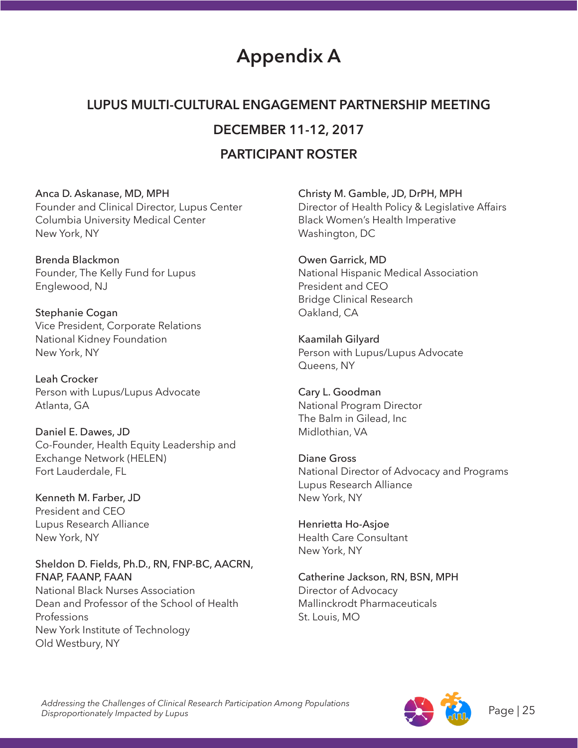# Appendix A

## LUPUS MULTI-CULTURAL ENGAGEMENT PARTNERSHIP MEETING

## DECEMBER 11-12, 2017

## PARTICIPANT ROSTER

Anca D. Askanase, MD, MPH
Founder and Clinical Director, Lupus Center
Columbia University Medical Center
New York, NY

Brenda Blackmon
Founder, The Kelly Fund for Lupus
Englewood, NJ

Stephanie Cogan
Vice President, Corporate Relations
National Kidney Foundation
New York, NY

Leah Crocker
Person with Lupus/Lupus Advocate
Atlanta, GA

Daniel E. Dawes, JD
Co-Founder, Health Equity Leadership and Exchange Network (HELEN)
Fort Lauderdale, FL

Kenneth M. Farber, JD
President and CEO
Lupus Research Alliance
New York, NY

Sheldon D. Fields, Ph.D., RN, FNP-BC, AACRN, FNAP, FAANP, FAAN
National Black Nurses Association
Dean and Professor of the School of Health Professions
New York Institute of Technology
Old Westbury, NY

Christy M. Gamble, JD, DrPH, MPH
Director of Health Policy & Legislative Affairs
Black Women's Health Imperative
Washington, DC

Owen Garrick, MD
National Hispanic Medical Association
President and CEO
Bridge Clinical Research
Oakland, CA

Kaamilah Gilyard
Person with Lupus/Lupus Advocate
Queens, NY

Cary L. Goodman
National Program Director
The Balm in Gilead, Inc
Midlothian, VA

Diane Gross
National Director of Advocacy and Programs
Lupus Research Alliance
New York, NY

Henrietta Ho-Asjoe
Health Care Consultant
New York, NY

Catherine Jackson, RN, BSN, MPH
Director of Advocacy
Mallinckrodt Pharmaceuticals
St. Louis, MO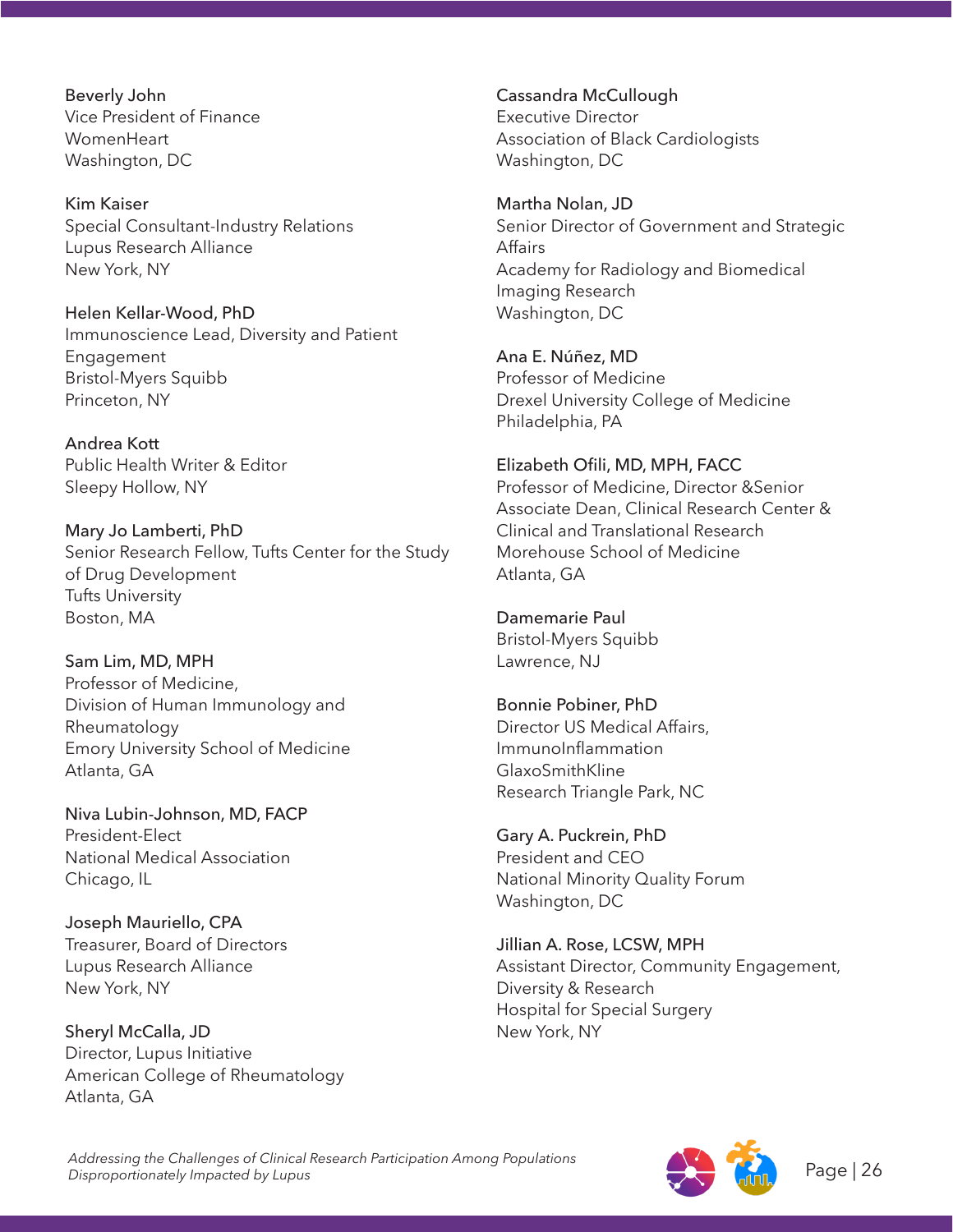Beverly John
Vice President of Finance
WomenHeart
Washington, DC

Kim Kaiser
Special Consultant-Industry Relations
Lupus Research Alliance
New York, NY

Helen Kellar-Wood, PhD
Immunoscience Lead, Diversity and Patient Engagement
Bristol-Myers Squibb
Princeton, NY

Andrea Kott
Public Health Writer & Editor
Sleepy Hollow, NY

Mary Jo Lamberti, PhD
Senior Research Fellow, Tufts Center for the Study of Drug Development
Tufts University
Boston, MA

Sam Lim, MD, MPH
Professor of Medicine,
Division of Human Immunology and Rheumatology
Emory University School of Medicine
Atlanta, GA

Niva Lubin-Johnson, MD, FACP
President-Elect
National Medical Association
Chicago, IL

Joseph Mauriello, CPA
Treasurer, Board of Directors
Lupus Research Alliance
New York, NY

Sheryl McCalla, JD
Director, Lupus Initiative
American College of Rheumatology
Atlanta, GA

Cassandra McCullough
Executive Director
Association of Black Cardiologists
Washington, DC

Martha Nolan, JD
Senior Director of Government and Strategic Affairs
Academy for Radiology and Biomedical Imaging Research
Washington, DC

Ana E. Núñez, MD
Professor of Medicine
Drexel University College of Medicine
Philadelphia, PA

Elizabeth Ofili, MD, MPH, FACC
Professor of Medicine, Director &Senior Associate Dean, Clinical Research Center & Clinical and Translational Research
Morehouse School of Medicine
Atlanta, GA

Damemarie Paul
Bristol-Myers Squibb
Lawrence, NJ

Bonnie Pobiner, PhD
Director US Medical Affairs,
ImmunoInflammation
GlaxoSmithKline
Research Triangle Park, NC

Gary A. Puckrein, PhD
President and CEO
National Minority Quality Forum
Washington, DC

Jillian A. Rose, LCSW, MPH
Assistant Director, Community Engagement, Diversity & Research
Hospital for Special Surgery
New York, NY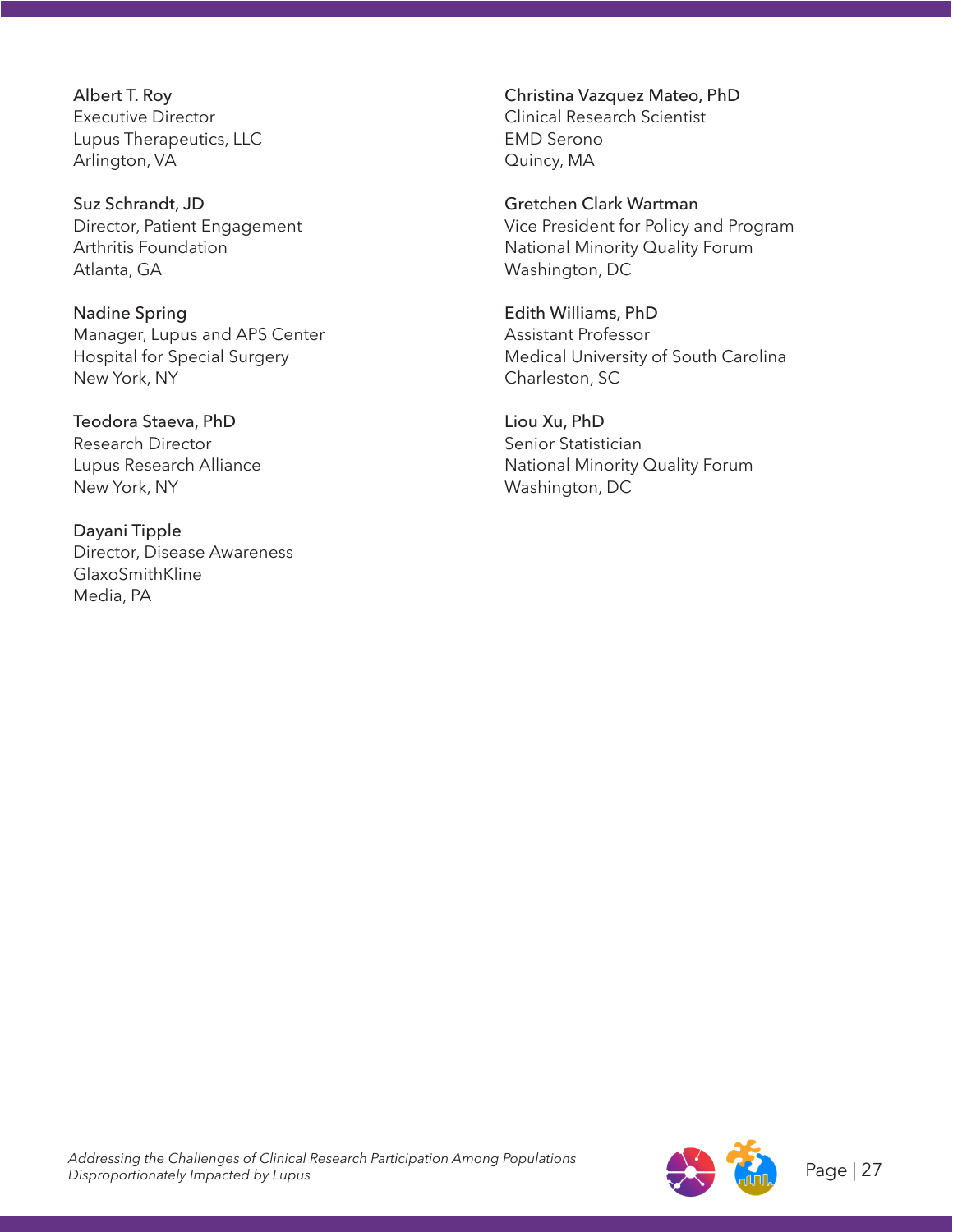**Albert T. Roy**
Executive Director
Lupus Therapeutics, LLC
Arlington, VA

**Suz Schrandt, JD**
Director, Patient Engagement
Arthritis Foundation
Atlanta, GA

**Nadine Spring**
Manager, Lupus and APS Center
Hospital for Special Surgery
New York, NY

**Teodora Staeva, PhD**
Research Director
Lupus Research Alliance
New York, NY

**Dayani Tipple**
Director, Disease Awareness
GlaxoSmithKline
Media, PA

**Christina Vazquez Mateo, PhD**
Clinical Research Scientist
EMD Serono
Quincy, MA

**Gretchen Clark Wartman**
Vice President for Policy and Program
National Minority Quality Forum
Washington, DC

**Edith Williams, PhD**
Assistant Professor
Medical University of South Carolina
Charleston, SC

**Liou Xu, PhD**
Senior Statistician
National Minority Quality Forum
Washington, DC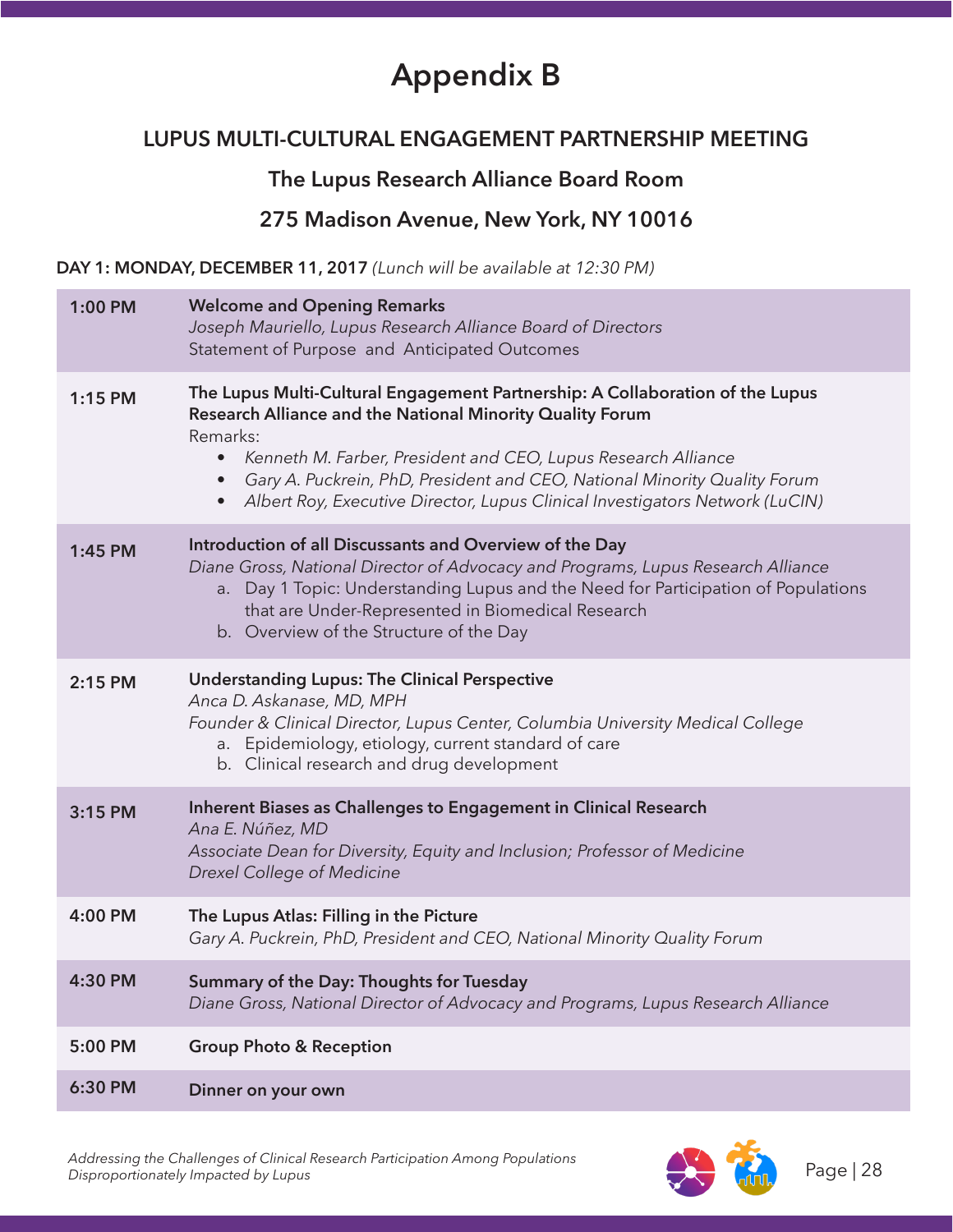# Appendix B

## LUPUS MULTI-CULTURAL ENGAGEMENT PARTNERSHIP MEETING

### The Lupus Research Alliance Board Room

### 275 Madison Avenue, New York, NY 10016

**DAY 1: MONDAY, DECEMBER 11, 2017** *(Lunch will be available at 12:30 PM)*

| | |
|---|---|
| 1:00 PM | **Welcome and Opening Remarks**<br>*Joseph Mauriello, Lupus Research Alliance Board of Directors*<br>Statement of Purpose and Anticipated Outcomes |
| 1:15 PM | **The Lupus Multi-Cultural Engagement Partnership: A Collaboration of the Lupus Research Alliance and the National Minority Quality Forum**<br>Remarks:<br>• *Kenneth M. Farber, President and CEO, Lupus Research Alliance*<br>• *Gary A. Puckrein, PhD, President and CEO, National Minority Quality Forum*<br>• *Albert Roy, Executive Director, Lupus Clinical Investigators Network (LuCIN)* |
| 1:45 PM | **Introduction of all Discussants and Overview of the Day**<br>*Diane Gross, National Director of Advocacy and Programs, Lupus Research Alliance*<br>a. Day 1 Topic: Understanding Lupus and the Need for Participation of Populations that are Under-Represented in Biomedical Research<br>b. Overview of the Structure of the Day |
| 2:15 PM | **Understanding Lupus: The Clinical Perspective**<br>*Anca D. Askanase, MD, MPH*<br>*Founder & Clinical Director, Lupus Center, Columbia University Medical College*<br>a. Epidemiology, etiology, current standard of care<br>b. Clinical research and drug development |
| 3:15 PM | **Inherent Biases as Challenges to Engagement in Clinical Research**<br>*Ana E. Núñez, MD*<br>*Associate Dean for Diversity, Equity and Inclusion; Professor of Medicine*<br>*Drexel College of Medicine* |
| 4:00 PM | **The Lupus Atlas: Filling in the Picture**<br>*Gary A. Puckrein, PhD, President and CEO, National Minority Quality Forum* |
| 4:30 PM | **Summary of the Day: Thoughts for Tuesday**<br>*Diane Gross, National Director of Advocacy and Programs, Lupus Research Alliance* |
| 5:00 PM | **Group Photo & Reception** |
| 6:30 PM | **Dinner on your own** |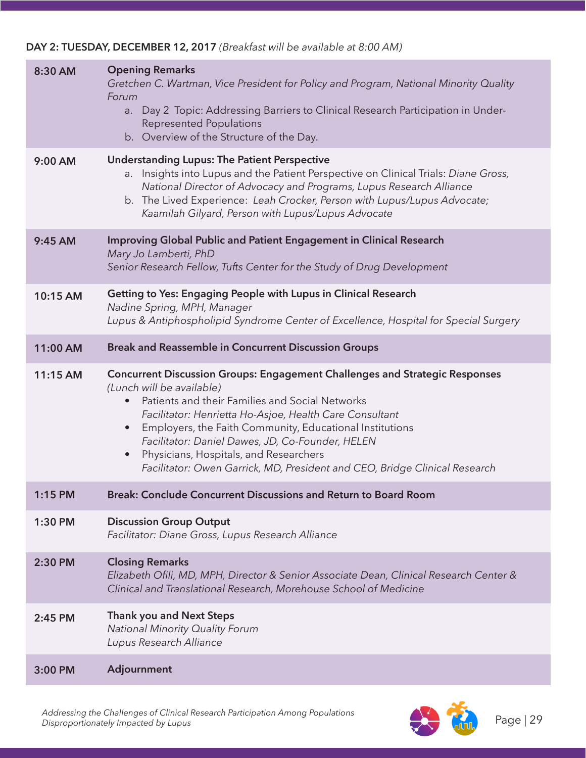**DAY 2: TUESDAY, DECEMBER 12, 2017** *(Breakfast will be available at 8:00 AM)*

| | |
|---|---|
| **8:30 AM** | **Opening Remarks**<br>*Gretchen C. Wartman, Vice President for Policy and Program, National Minority Quality Forum*<br>a. Day 2 Topic: Addressing Barriers to Clinical Research Participation in Under-Represented Populations<br>b. Overview of the Structure of the Day. |
| **9:00 AM** | **Understanding Lupus: The Patient Perspective**<br>a. Insights into Lupus and the Patient Perspective on Clinical Trials: *Diane Gross, National Director of Advocacy and Programs, Lupus Research Alliance*<br>b. The Lived Experience: *Leah Crocker, Person with Lupus/Lupus Advocate; Kaamilah Gilyard, Person with Lupus/Lupus Advocate* |
| **9:45 AM** | **Improving Global Public and Patient Engagement in Clinical Research**<br>*Mary Jo Lamberti, PhD*<br>*Senior Research Fellow, Tufts Center for the Study of Drug Development* |
| **10:15 AM** | **Getting to Yes: Engaging People with Lupus in Clinical Research**<br>*Nadine Spring, MPH, Manager*<br>*Lupus & Antiphospholipid Syndrome Center of Excellence, Hospital for Special Surgery* |
| **11:00 AM** | **Break and Reassemble in Concurrent Discussion Groups** |
| **11:15 AM** | **Concurrent Discussion Groups: Engagement Challenges and Strategic Responses**<br>*(Lunch will be available)*<br>• Patients and their Families and Social Networks<br>*Facilitator: Henrietta Ho-Asjoe, Health Care Consultant*<br>• Employers, the Faith Community, Educational Institutions<br>*Facilitator: Daniel Dawes, JD, Co-Founder, HELEN*<br>• Physicians, Hospitals, and Researchers<br>*Facilitator: Owen Garrick, MD, President and CEO, Bridge Clinical Research* |
| **1:15 PM** | **Break: Conclude Concurrent Discussions and Return to Board Room** |
| **1:30 PM** | **Discussion Group Output**<br>*Facilitator: Diane Gross, Lupus Research Alliance* |
| **2:30 PM** | **Closing Remarks**<br>*Elizabeth Ofili, MD, MPH, Director & Senior Associate Dean, Clinical Research Center & Clinical and Translational Research, Morehouse School of Medicine* |
| **2:45 PM** | **Thank you and Next Steps**<br>*National Minority Quality Forum*<br>*Lupus Research Alliance* |
| **3:00 PM** | **Adjournment** |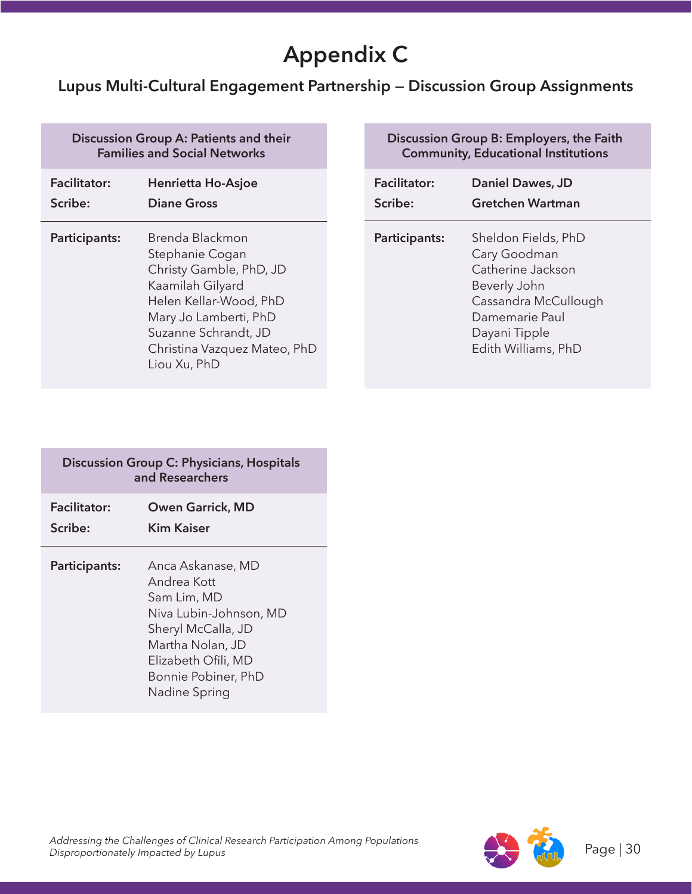# Appendix C

## Lupus Multi-Cultural Engagement Partnership — Discussion Group Assignments

| Discussion Group A: Patients and their Families and Social Networks | |
|---|---|
| **Facilitator:** | **Henrietta Ho-Asjoe** |
| **Scribe:** | **Diane Gross** |
| **Participants:** | Brenda Blackmon<br>Stephanie Cogan<br>Christy Gamble, PhD, JD<br>Kaamilah Gilyard<br>Helen Kellar-Wood, PhD<br>Mary Jo Lamberti, PhD<br>Suzanne Schrandt, JD<br>Christina Vazquez Mateo, PhD<br>Liou Xu, PhD |

| Discussion Group B: Employers, the Faith Community, Educational Institutions | |
|---|---|
| **Facilitator:** | **Daniel Dawes, JD** |
| **Scribe:** | **Gretchen Wartman** |
| **Participants:** | Sheldon Fields, PhD<br>Cary Goodman<br>Catherine Jackson<br>Beverly John<br>Cassandra McCullough<br>Damemarie Paul<br>Dayani Tipple<br>Edith Williams, PhD |

| Discussion Group C: Physicians, Hospitals and Researchers | |
|---|---|
| **Facilitator:** | **Owen Garrick, MD** |
| **Scribe:** | **Kim Kaiser** |
| **Participants:** | Anca Askanase, MD<br>Andrea Kott<br>Sam Lim, MD<br>Niva Lubin-Johnson, MD<br>Sheryl McCalla, JD<br>Martha Nolan, JD<br>Elizabeth Ofili, MD<br>Bonnie Pobiner, PhD<br>Nadine Spring |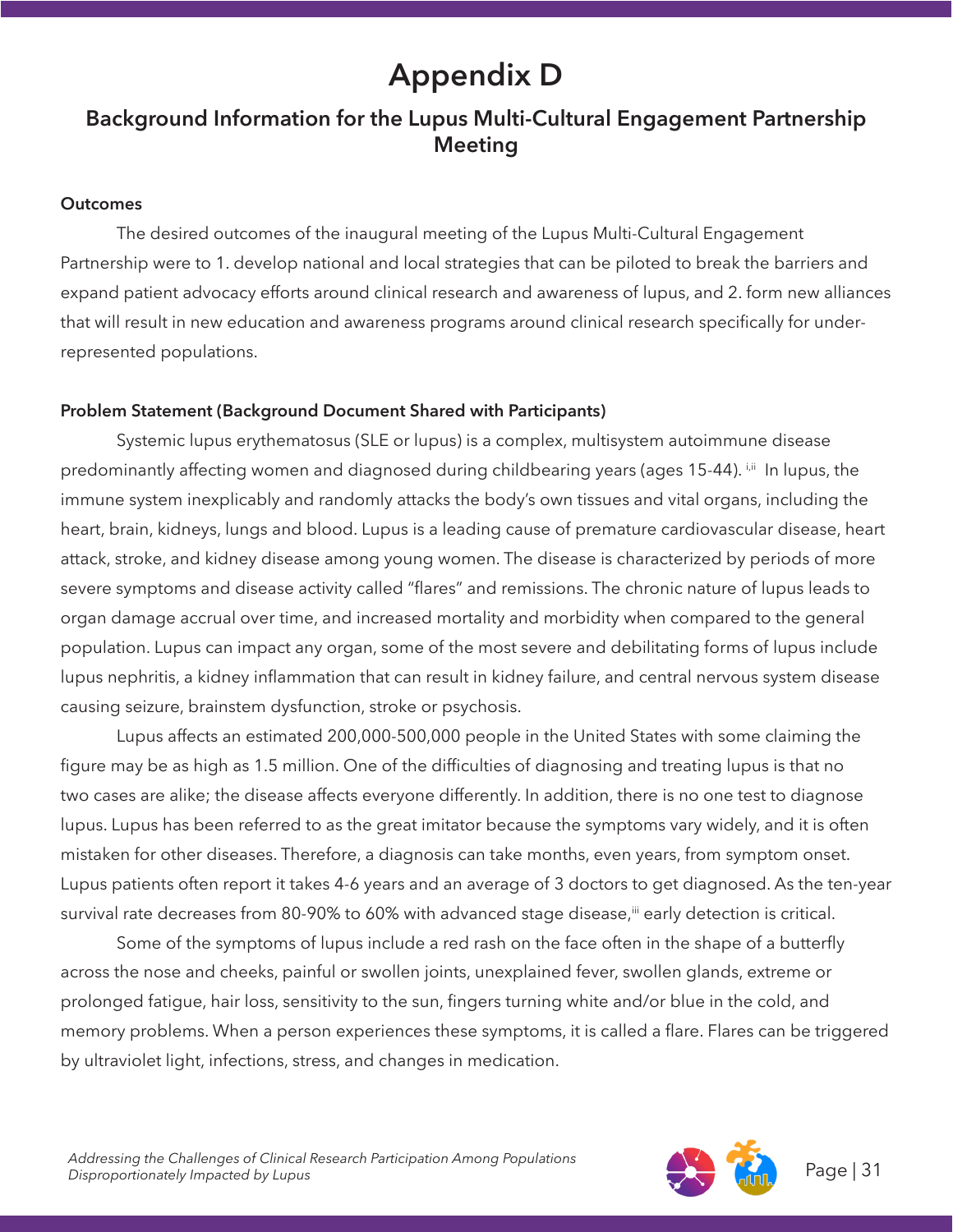# Appendix D

## Background Information for the Lupus Multi-Cultural Engagement Partnership Meeting

**Outcomes**

The desired outcomes of the inaugural meeting of the Lupus Multi-Cultural Engagement Partnership were to 1. develop national and local strategies that can be piloted to break the barriers and expand patient advocacy efforts around clinical research and awareness of lupus, and 2. form new alliances that will result in new education and awareness programs around clinical research specifically for under-represented populations.

**Problem Statement (Background Document Shared with Participants)**

Systemic lupus erythematosus (SLE or lupus) is a complex, multisystem autoimmune disease predominantly affecting women and diagnosed during childbearing years (ages 15-44).[i,ii] In lupus, the immune system inexplicably and randomly attacks the body's own tissues and vital organs, including the heart, brain, kidneys, lungs and blood. Lupus is a leading cause of premature cardiovascular disease, heart attack, stroke, and kidney disease among young women. The disease is characterized by periods of more severe symptoms and disease activity called "flares" and remissions. The chronic nature of lupus leads to organ damage accrual over time, and increased mortality and morbidity when compared to the general population. Lupus can impact any organ, some of the most severe and debilitating forms of lupus include lupus nephritis, a kidney inflammation that can result in kidney failure, and central nervous system disease causing seizure, brainstem dysfunction, stroke or psychosis.

Lupus affects an estimated 200,000-500,000 people in the United States with some claiming the figure may be as high as 1.5 million. One of the difficulties of diagnosing and treating lupus is that no two cases are alike; the disease affects everyone differently. In addition, there is no one test to diagnose lupus. Lupus has been referred to as the great imitator because the symptoms vary widely, and it is often mistaken for other diseases. Therefore, a diagnosis can take months, even years, from symptom onset. Lupus patients often report it takes 4-6 years and an average of 3 doctors to get diagnosed. As the ten-year survival rate decreases from 80-90% to 60% with advanced stage disease,[iii] early detection is critical.

Some of the symptoms of lupus include a red rash on the face often in the shape of a butterfly across the nose and cheeks, painful or swollen joints, unexplained fever, swollen glands, extreme or prolonged fatigue, hair loss, sensitivity to the sun, fingers turning white and/or blue in the cold, and memory problems. When a person experiences these symptoms, it is called a flare. Flares can be triggered by ultraviolet light, infections, stress, and changes in medication.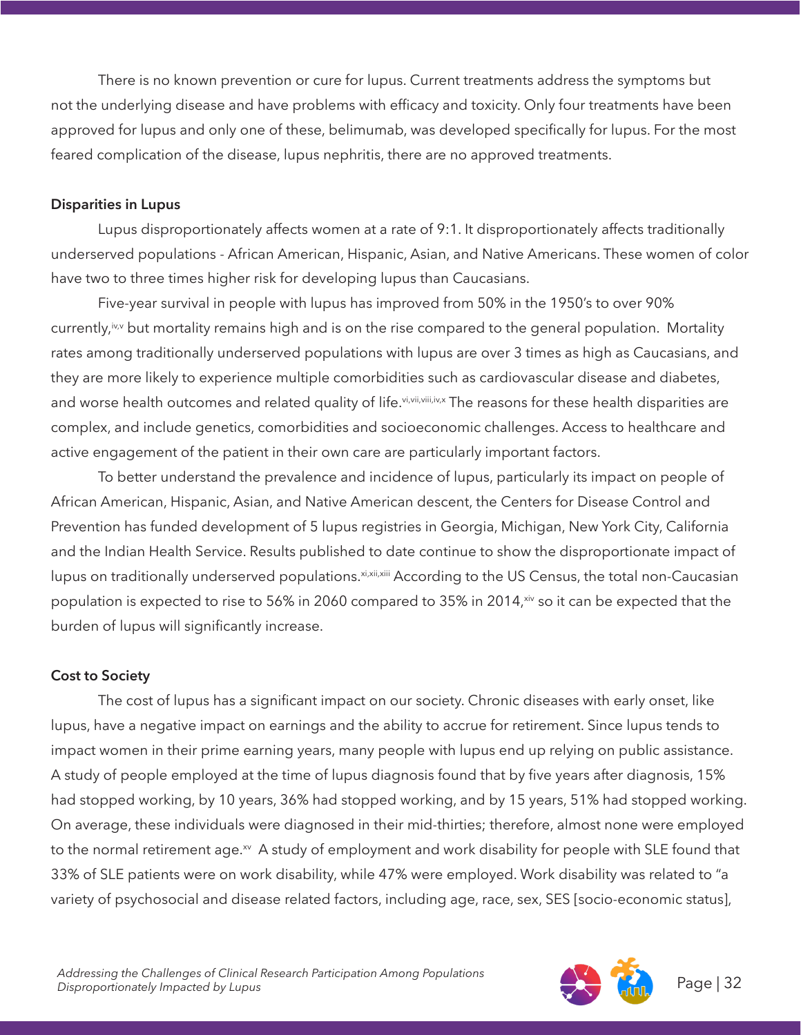There is no known prevention or cure for lupus. Current treatments address the symptoms but not the underlying disease and have problems with efficacy and toxicity. Only four treatments have been approved for lupus and only one of these, belimumab, was developed specifically for lupus. For the most feared complication of the disease, lupus nephritis, there are no approved treatments.

**Disparities in Lupus**

Lupus disproportionately affects women at a rate of 9:1. It disproportionately affects traditionally underserved populations - African American, Hispanic, Asian, and Native Americans. These women of color have two to three times higher risk for developing lupus than Caucasians.

Five-year survival in people with lupus has improved from 50% in the 1950's to over 90% currently,[iv,v] but mortality remains high and is on the rise compared to the general population. Mortality rates among traditionally underserved populations with lupus are over 3 times as high as Caucasians, and they are more likely to experience multiple comorbidities such as cardiovascular disease and diabetes, and worse health outcomes and related quality of life.[vi,vii,viii,iv,x] The reasons for these health disparities are complex, and include genetics, comorbidities and socioeconomic challenges. Access to healthcare and active engagement of the patient in their own care are particularly important factors.

To better understand the prevalence and incidence of lupus, particularly its impact on people of African American, Hispanic, Asian, and Native American descent, the Centers for Disease Control and Prevention has funded development of 5 lupus registries in Georgia, Michigan, New York City, California and the Indian Health Service. Results published to date continue to show the disproportionate impact of lupus on traditionally underserved populations.[xi,xii,xiii] According to the US Census, the total non-Caucasian population is expected to rise to 56% in 2060 compared to 35% in 2014,[xiv] so it can be expected that the burden of lupus will significantly increase.

**Cost to Society**

The cost of lupus has a significant impact on our society. Chronic diseases with early onset, like lupus, have a negative impact on earnings and the ability to accrue for retirement. Since lupus tends to impact women in their prime earning years, many people with lupus end up relying on public assistance. A study of people employed at the time of lupus diagnosis found that by five years after diagnosis, 15% had stopped working, by 10 years, 36% had stopped working, and by 15 years, 51% had stopped working. On average, these individuals were diagnosed in their mid-thirties; therefore, almost none were employed to the normal retirement age.[xv] A study of employment and work disability for people with SLE found that 33% of SLE patients were on work disability, while 47% were employed. Work disability was related to "a variety of psychosocial and disease related factors, including age, race, sex, SES [socio-economic status],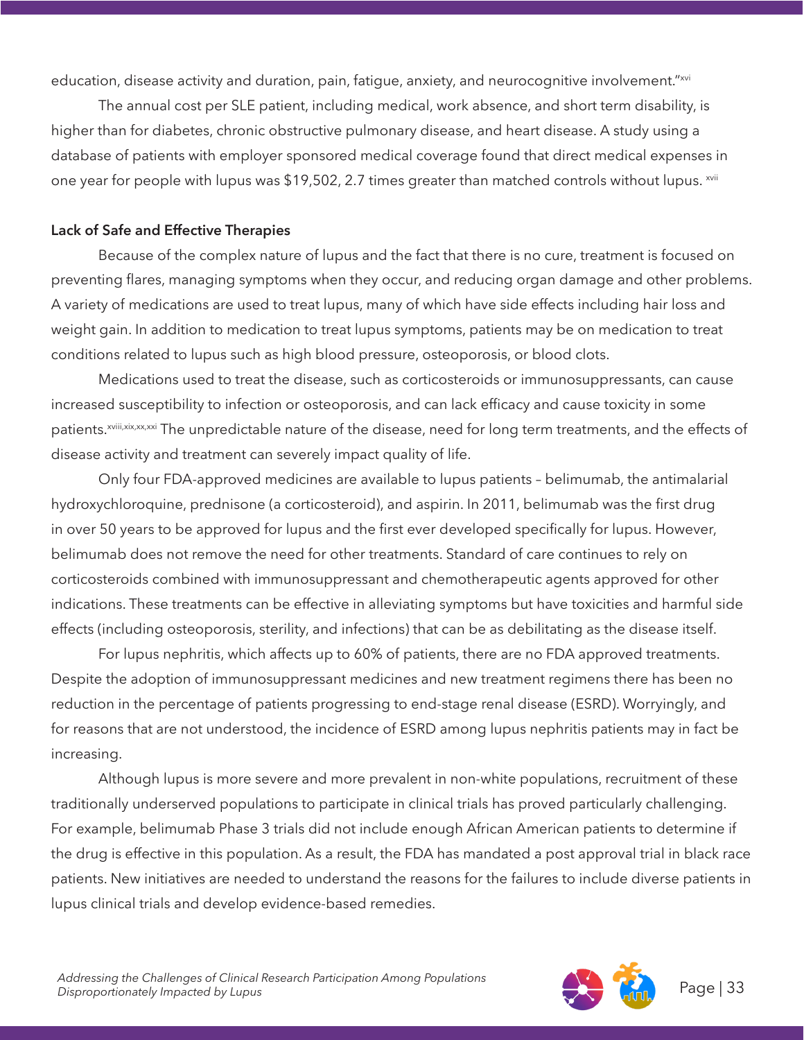education, disease activity and duration, pain, fatigue, anxiety, and neurocognitive involvement."[xvi]

The annual cost per SLE patient, including medical, work absence, and short term disability, is higher than for diabetes, chronic obstructive pulmonary disease, and heart disease. A study using a database of patients with employer sponsored medical coverage found that direct medical expenses in one year for people with lupus was $19,502, 2.7 times greater than matched controls without lupus. [xvii]

**Lack of Safe and Effective Therapies**

Because of the complex nature of lupus and the fact that there is no cure, treatment is focused on preventing flares, managing symptoms when they occur, and reducing organ damage and other problems. A variety of medications are used to treat lupus, many of which have side effects including hair loss and weight gain. In addition to medication to treat lupus symptoms, patients may be on medication to treat conditions related to lupus such as high blood pressure, osteoporosis, or blood clots.

Medications used to treat the disease, such as corticosteroids or immunosuppressants, can cause increased susceptibility to infection or osteoporosis, and can lack efficacy and cause toxicity in some patients.[xviii,xix,xx,xxi] The unpredictable nature of the disease, need for long term treatments, and the effects of disease activity and treatment can severely impact quality of life.

Only four FDA-approved medicines are available to lupus patients – belimumab, the antimalarial hydroxychloroquine, prednisone (a corticosteroid), and aspirin. In 2011, belimumab was the first drug in over 50 years to be approved for lupus and the first ever developed specifically for lupus. However, belimumab does not remove the need for other treatments. Standard of care continues to rely on corticosteroids combined with immunosuppressant and chemotherapeutic agents approved for other indications. These treatments can be effective in alleviating symptoms but have toxicities and harmful side effects (including osteoporosis, sterility, and infections) that can be as debilitating as the disease itself.

For lupus nephritis, which affects up to 60% of patients, there are no FDA approved treatments. Despite the adoption of immunosuppressant medicines and new treatment regimens there has been no reduction in the percentage of patients progressing to end-stage renal disease (ESRD). Worryingly, and for reasons that are not understood, the incidence of ESRD among lupus nephritis patients may in fact be increasing.

Although lupus is more severe and more prevalent in non-white populations, recruitment of these traditionally underserved populations to participate in clinical trials has proved particularly challenging. For example, belimumab Phase 3 trials did not include enough African American patients to determine if the drug is effective in this population. As a result, the FDA has mandated a post approval trial in black race patients. New initiatives are needed to understand the reasons for the failures to include diverse patients in lupus clinical trials and develop evidence-based remedies.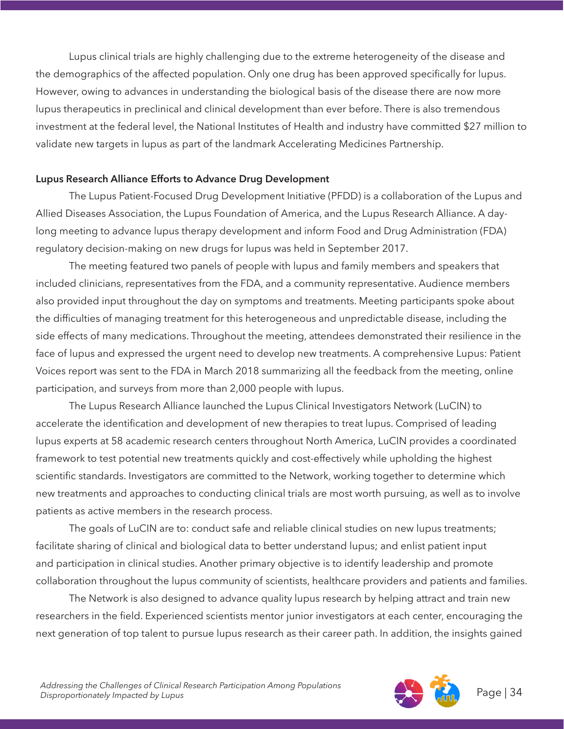Lupus clinical trials are highly challenging due to the extreme heterogeneity of the disease and the demographics of the affected population. Only one drug has been approved specifically for lupus. However, owing to advances in understanding the biological basis of the disease there are now more lupus therapeutics in preclinical and clinical development than ever before. There is also tremendous investment at the federal level, the National Institutes of Health and industry have committed $27 million to validate new targets in lupus as part of the landmark Accelerating Medicines Partnership.

**Lupus Research Alliance Efforts to Advance Drug Development**

The Lupus Patient-Focused Drug Development Initiative (PFDD) is a collaboration of the Lupus and Allied Diseases Association, the Lupus Foundation of America, and the Lupus Research Alliance. A day-long meeting to advance lupus therapy development and inform Food and Drug Administration (FDA) regulatory decision-making on new drugs for lupus was held in September 2017.

The meeting featured two panels of people with lupus and family members and speakers that included clinicians, representatives from the FDA, and a community representative. Audience members also provided input throughout the day on symptoms and treatments. Meeting participants spoke about the difficulties of managing treatment for this heterogeneous and unpredictable disease, including the side effects of many medications. Throughout the meeting, attendees demonstrated their resilience in the face of lupus and expressed the urgent need to develop new treatments. A comprehensive Lupus: Patient Voices report was sent to the FDA in March 2018 summarizing all the feedback from the meeting, online participation, and surveys from more than 2,000 people with lupus.

The Lupus Research Alliance launched the Lupus Clinical Investigators Network (LuCIN) to accelerate the identification and development of new therapies to treat lupus. Comprised of leading lupus experts at 58 academic research centers throughout North America, LuCIN provides a coordinated framework to test potential new treatments quickly and cost-effectively while upholding the highest scientific standards. Investigators are committed to the Network, working together to determine which new treatments and approaches to conducting clinical trials are most worth pursuing, as well as to involve patients as active members in the research process.

The goals of LuCIN are to: conduct safe and reliable clinical studies on new lupus treatments; facilitate sharing of clinical and biological data to better understand lupus; and enlist patient input and participation in clinical studies. Another primary objective is to identify leadership and promote collaboration throughout the lupus community of scientists, healthcare providers and patients and families.

The Network is also designed to advance quality lupus research by helping attract and train new researchers in the field. Experienced scientists mentor junior investigators at each center, encouraging the next generation of top talent to pursue lupus research as their career path. In addition, the insights gained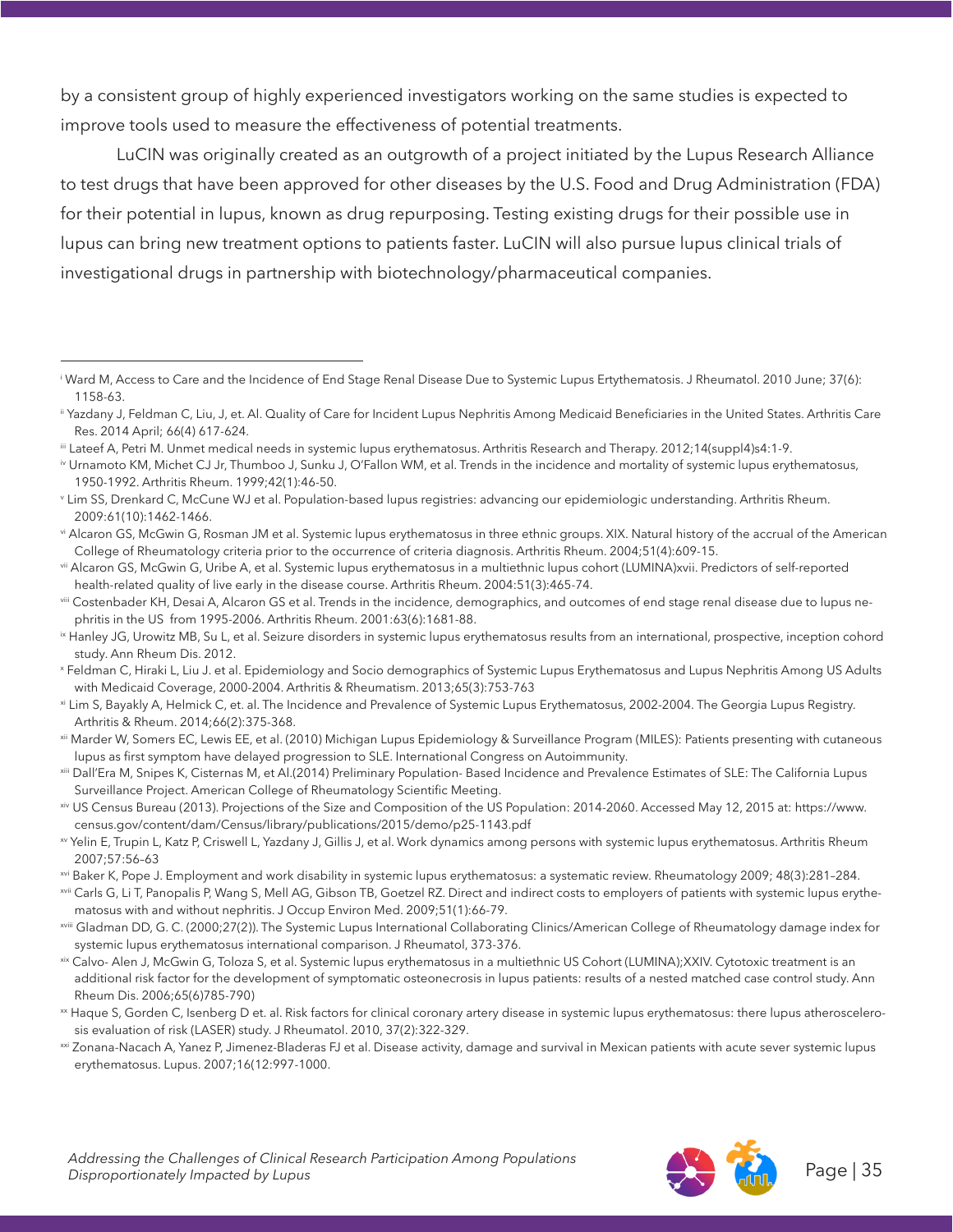by a consistent group of highly experienced investigators working on the same studies is expected to improve tools used to measure the effectiveness of potential treatments.

LuCIN was originally created as an outgrowth of a project initiated by the Lupus Research Alliance to test drugs that have been approved for other diseases by the U.S. Food and Drug Administration (FDA) for their potential in lupus, known as drug repurposing. Testing existing drugs for their possible use in lupus can bring new treatment options to patients faster. LuCIN will also pursue lupus clinical trials of investigational drugs in partnership with biotechnology/pharmaceutical companies.

---

[i] Ward M, Access to Care and the Incidence of End Stage Renal Disease Due to Systemic Lupus Ertythematosis. J Rheumatol. 2010 June; 37(6): 1158-63.

[ii] Yazdany J, Feldman C, Liu, J, et. Al. Quality of Care for Incident Lupus Nephritis Among Medicaid Beneficiaries in the United States. Arthritis Care Res. 2014 April; 66(4) 617-624.

[iii] Lateef A, Petri M. Unmet medical needs in systemic lupus erythematosus. Arthritis Research and Therapy. 2012;14(suppl4)s4:1-9.

[iv] Urnamoto KM, Michet CJ Jr, Thumboo J, Sunku J, O'Fallon WM, et al. Trends in the incidence and mortality of systemic lupus erythematosus, 1950-1992. Arthritis Rheum. 1999;42(1):46-50.

[v] Lim SS, Drenkard C, McCune WJ et al. Population-based lupus registries: advancing our epidemiologic understanding. Arthritis Rheum. 2009:61(10):1462-1466.

[vi] Alcaron GS, McGwin G, Rosman JM et al. Systemic lupus erythematosus in three ethnic groups. XIX. Natural history of the accrual of the American College of Rheumatology criteria prior to the occurrence of criteria diagnosis. Arthritis Rheum. 2004;51(4):609-15.

[vii] Alcaron GS, McGwin G, Uribe A, et al. Systemic lupus erythematosus in a multiethnic lupus cohort (LUMINA)xvii. Predictors of self-reported health-related quality of live early in the disease course. Arthritis Rheum. 2004:51(3):465-74.

[viii] Costenbader KH, Desai A, Alcaron GS et al. Trends in the incidence, demographics, and outcomes of end stage renal disease due to lupus nephritis in the US from 1995-2006. Arthritis Rheum. 2001:63(6):1681-88.

[ix] Hanley JG, Urowitz MB, Su L, et al. Seizure disorders in systemic lupus erythematosus results from an international, prospective, inception cohord study. Ann Rheum Dis. 2012.

[x] Feldman C, Hiraki L, Liu J. et al. Epidemiology and Socio demographics of Systemic Lupus Erythematosus and Lupus Nephritis Among US Adults with Medicaid Coverage, 2000-2004. Arthritis & Rheumatism. 2013;65(3):753-763

[xi] Lim S, Bayakly A, Helmick C, et. al. The Incidence and Prevalence of Systemic Lupus Erythematosus, 2002-2004. The Georgia Lupus Registry. Arthritis & Rheum. 2014;66(2):375-368.

[xii] Marder W, Somers EC, Lewis EE, et al. (2010) Michigan Lupus Epidemiology & Surveillance Program (MILES): Patients presenting with cutaneous lupus as first symptom have delayed progression to SLE. International Congress on Autoimmunity.

[xiii] Dall'Era M, Snipes K, Cisternas M, et Al.(2014) Preliminary Population- Based Incidence and Prevalence Estimates of SLE: The California Lupus Surveillance Project. American College of Rheumatology Scientific Meeting.

[xiv] US Census Bureau (2013). Projections of the Size and Composition of the US Population: 2014-2060. Accessed May 12, 2015 at: https://www.census.gov/content/dam/Census/library/publications/2015/demo/p25-1143.pdf

[xv] Yelin E, Trupin L, Katz P, Criswell L, Yazdany J, Gillis J, et al. Work dynamics among persons with systemic lupus erythematosus. Arthritis Rheum 2007;57:56–63

[xvi] Baker K, Pope J. Employment and work disability in systemic lupus erythematosus: a systematic review. Rheumatology 2009; 48(3):281–284.

[xvii] Carls G, Li T, Panopalis P, Wang S, Mell AG, Gibson TB, Goetzel RZ. Direct and indirect costs to employers of patients with systemic lupus erythematosus with and without nephritis. J Occup Environ Med. 2009;51(1):66-79.

[xviii] Gladman DD, G. C. (2000;27(2)). The Systemic Lupus International Collaborating Clinics/American College of Rheumatology damage index for systemic lupus erythematosus international comparison. J Rheumatol, 373-376.

[xix] Calvo- Alen J, McGwin G, Toloza S, et al. Systemic lupus erythematosus in a multiethnic US Cohort (LUMINA);XXIV. Cytotoxic treatment is an additional risk factor for the development of symptomatic osteonecrosis in lupus patients: results of a nested matched case control study. Ann Rheum Dis. 2006;65(6)785-790)

[xx] Haque S, Gorden C, Isenberg D et. al. Risk factors for clinical coronary artery disease in systemic lupus erythematosus: there lupus atherosclerosis evaluation of risk (LASER) study. J Rheumatol. 2010, 37(2):322-329.

[xxi] Zonana-Nacach A, Yanez P, Jimenez-Bladeras FJ et al. Disease activity, damage and survival in Mexican patients with acute sever systemic lupus erythematosus. Lupus. 2007;16(12:997-1000.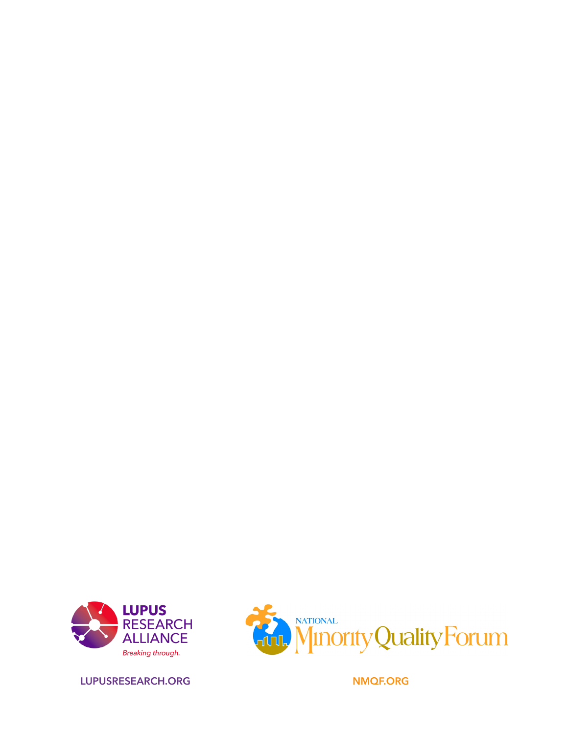LUPUS RESEARCH ALLIANCE

*Breaking through.*

NATIONAL Minority Quality Forum

LUPUSRESEARCH.ORG

NMQF.ORG